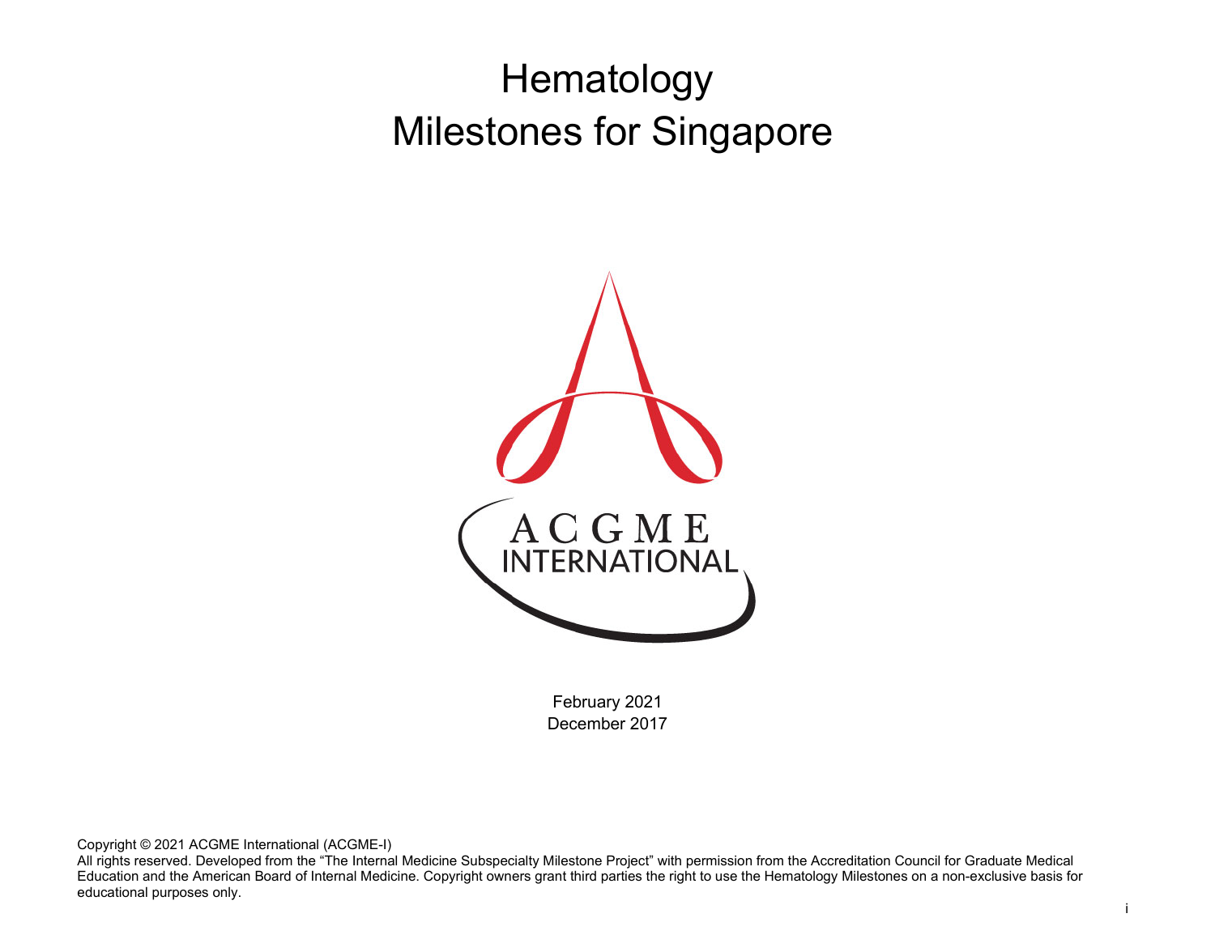# Hematology Milestones for Singapore

ACGME INTERNATIONAL

February 2021
December 2017

Copyright © 2021 ACGME International (ACGME-I)
All rights reserved. Developed from the "The Internal Medicine Subspecialty Milestone Project" with permission from the Accreditation Council for Graduate Medical Education and the American Board of Internal Medicine. Copyright owners grant third parties the right to use the Hematology Milestones on a non-exclusive basis for educational purposes only.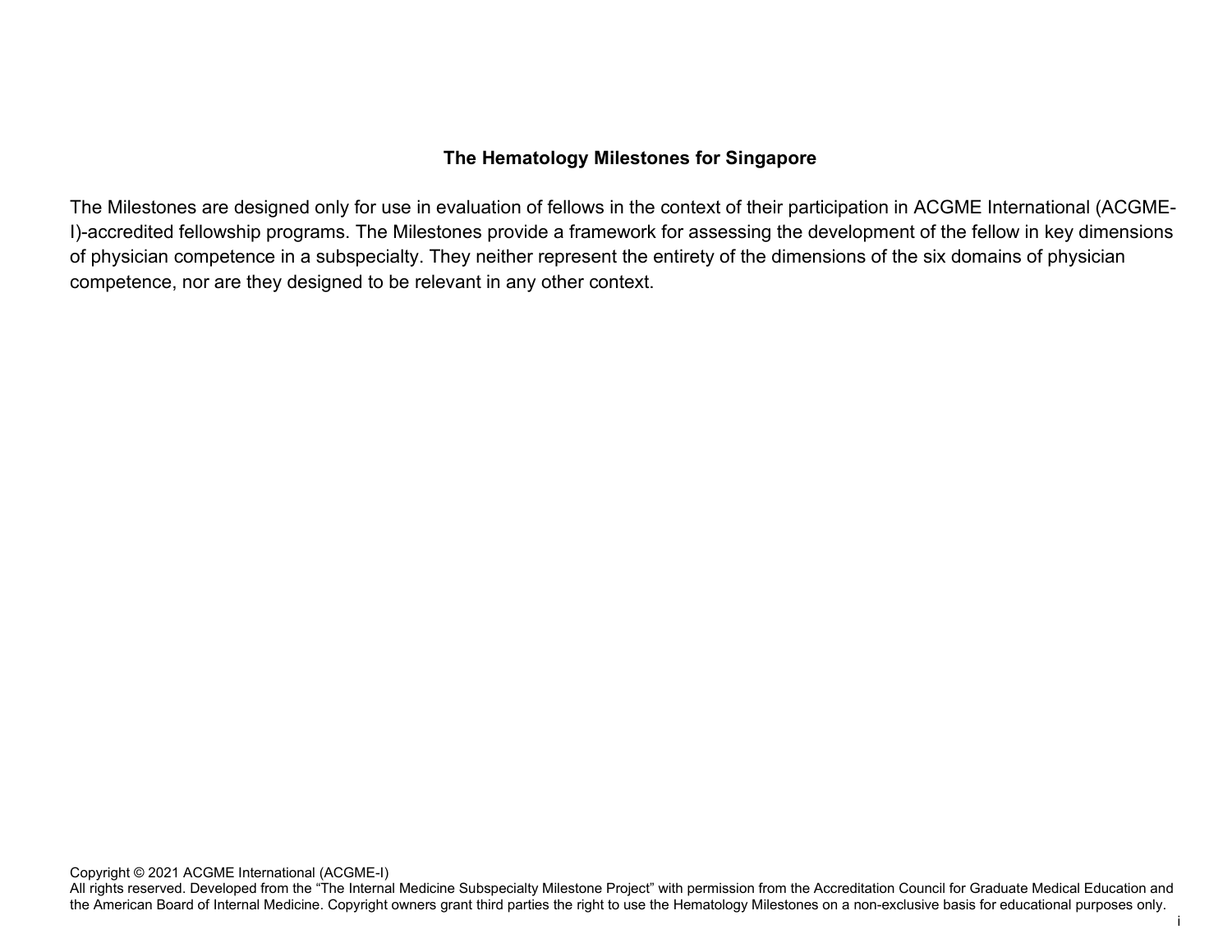**The Hematology Milestones for Singapore**

The Milestones are designed only for use in evaluation of fellows in the context of their participation in ACGME International (ACGME-I)-accredited fellowship programs. The Milestones provide a framework for assessing the development of the fellow in key dimensions of physician competence in a subspecialty. They neither represent the entirety of the dimensions of the six domains of physician competence, nor are they designed to be relevant in any other context.

Copyright © 2021 ACGME International (ACGME-I)
All rights reserved. Developed from the "The Internal Medicine Subspecialty Milestone Project" with permission from the Accreditation Council for Graduate Medical Education and the American Board of Internal Medicine. Copyright owners grant third parties the right to use the Hematology Milestones on a non-exclusive basis for educational purposes only.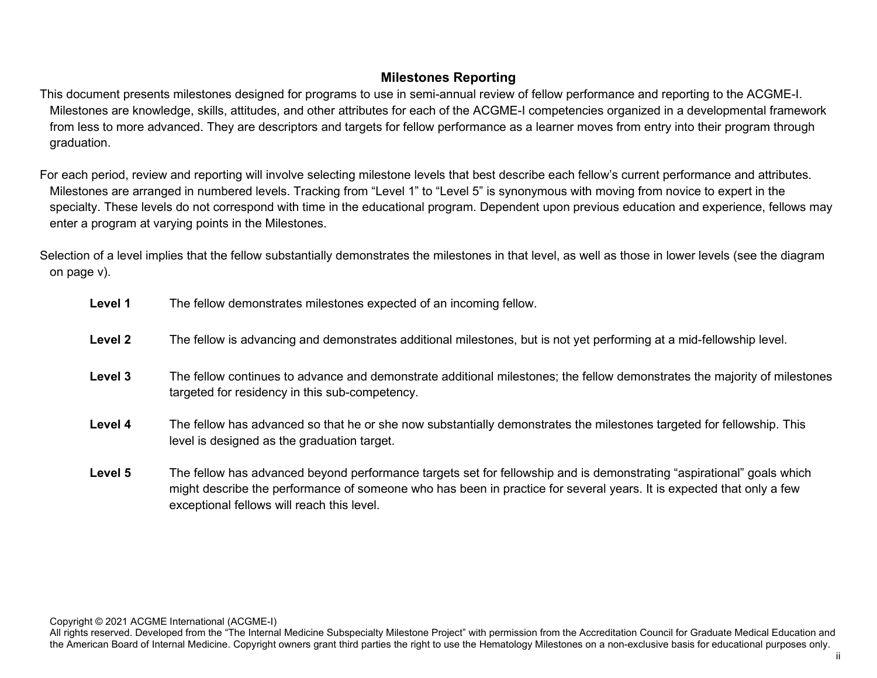## Milestones Reporting

This document presents milestones designed for programs to use in semi-annual review of fellow performance and reporting to the ACGME-I. Milestones are knowledge, skills, attitudes, and other attributes for each of the ACGME-I competencies organized in a developmental framework from less to more advanced. They are descriptors and targets for fellow performance as a learner moves from entry into their program through graduation.

For each period, review and reporting will involve selecting milestone levels that best describe each fellow's current performance and attributes. Milestones are arranged in numbered levels. Tracking from "Level 1" to "Level 5" is synonymous with moving from novice to expert in the specialty. These levels do not correspond with time in the educational program. Dependent upon previous education and experience, fellows may enter a program at varying points in the Milestones.

Selection of a level implies that the fellow substantially demonstrates the milestones in that level, as well as those in lower levels (see the diagram on page v).

**Level 1** The fellow demonstrates milestones expected of an incoming fellow.

**Level 2** The fellow is advancing and demonstrates additional milestones, but is not yet performing at a mid-fellowship level.

**Level 3** The fellow continues to advance and demonstrate additional milestones; the fellow demonstrates the majority of milestones targeted for residency in this sub-competency.

**Level 4** The fellow has advanced so that he or she now substantially demonstrates the milestones targeted for fellowship. This level is designed as the graduation target.

**Level 5** The fellow has advanced beyond performance targets set for fellowship and is demonstrating "aspirational" goals which might describe the performance of someone who has been in practice for several years. It is expected that only a few exceptional fellows will reach this level.

Copyright © 2021 ACGME International (ACGME-I)
All rights reserved. Developed from the "The Internal Medicine Subspecialty Milestone Project" with permission from the Accreditation Council for Graduate Medical Education and the American Board of Internal Medicine. Copyright owners grant third parties the right to use the Hematology Milestones on a non-exclusive basis for educational purposes only.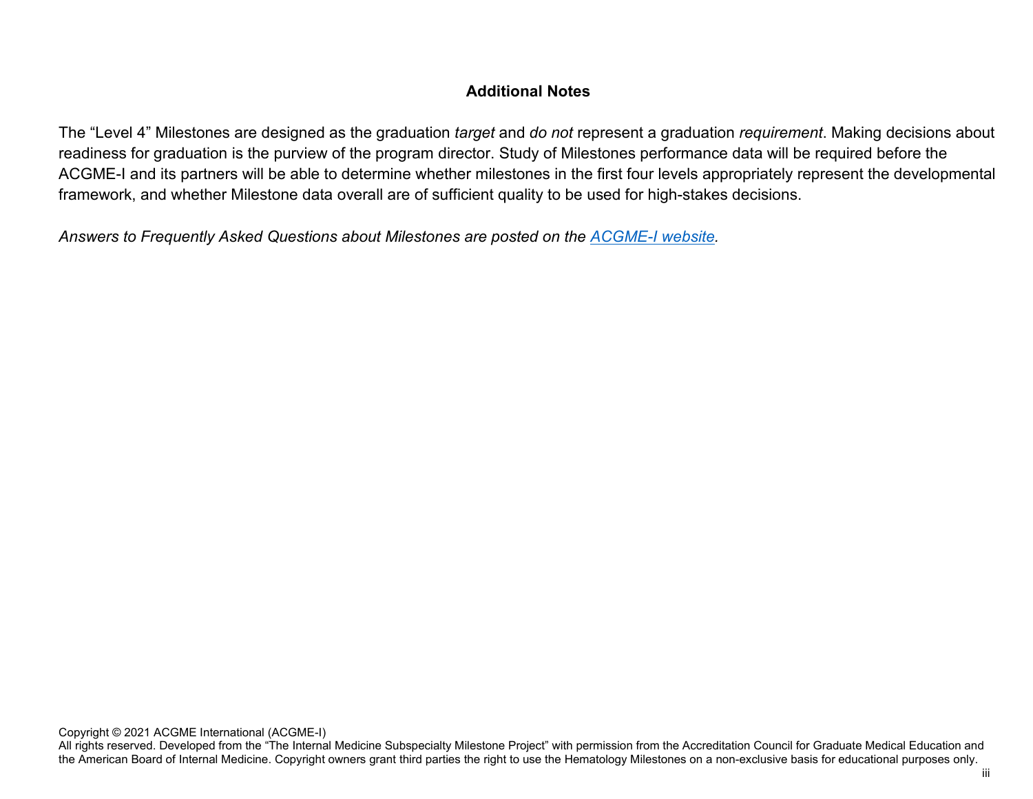## Additional Notes

The "Level 4" Milestones are designed as the graduation *target* and *do not* represent a graduation *requirement*. Making decisions about readiness for graduation is the purview of the program director. Study of Milestones performance data will be required before the ACGME-I and its partners will be able to determine whether milestones in the first four levels appropriately represent the developmental framework, and whether Milestone data overall are of sufficient quality to be used for high-stakes decisions.

*Answers to Frequently Asked Questions about Milestones are posted on the [ACGME-I website](ACGME-I website).*

Copyright © 2021 ACGME International (ACGME-I)
All rights reserved. Developed from the "The Internal Medicine Subspecialty Milestone Project" with permission from the Accreditation Council for Graduate Medical Education and the American Board of Internal Medicine. Copyright owners grant third parties the right to use the Hematology Milestones on a non-exclusive basis for educational purposes only.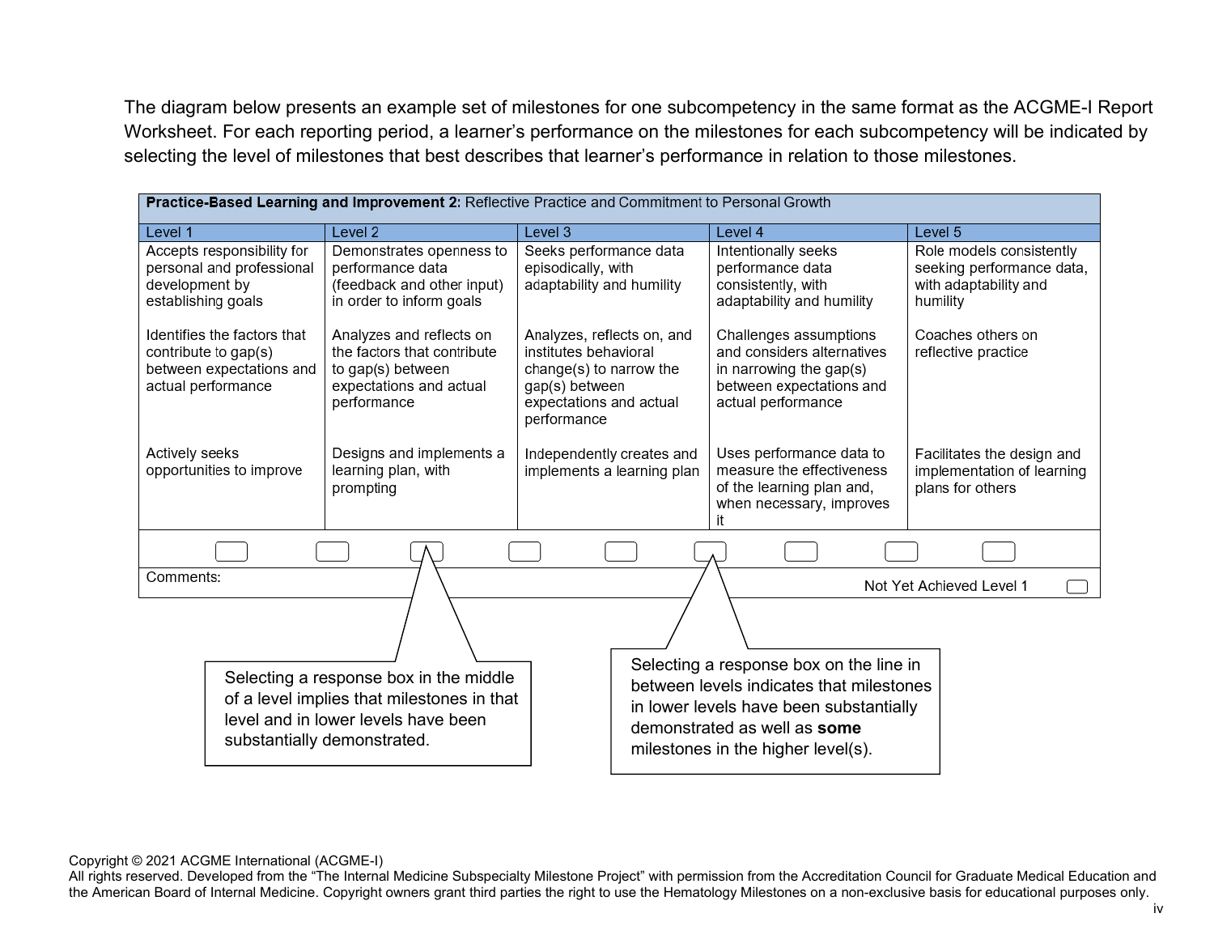The diagram below presents an example set of milestones for one subcompetency in the same format as the ACGME-I Report Worksheet. For each reporting period, a learner's performance on the milestones for each subcompetency will be indicated by selecting the level of milestones that best describes that learner's performance in relation to those milestones.

| **Practice-Based Learning and Improvement 2:** Reflective Practice and Commitment to Personal Growth | | | | |
|---|---|---|---|---|
| Level 1 | Level 2 | Level 3 | Level 4 | Level 5 |
| Accepts responsibility for personal and professional development by establishing goals<br><br>Identifies the factors that contribute to gap(s) between expectations and actual performance<br><br>Actively seeks opportunities to improve | Demonstrates openness to performance data (feedback and other input) in order to inform goals<br><br>Analyzes and reflects on the factors that contribute to gap(s) between expectations and actual performance<br><br>Designs and implements a learning plan, with prompting | Seeks performance data episodically, with adaptability and humility<br><br>Analyzes, reflects on, and institutes behavioral change(s) to narrow the gap(s) between expectations and actual performance<br><br>Independently creates and implements a learning plan | Intentionally seeks performance data consistently, with adaptability and humility<br><br>Challenges assumptions and considers alternatives in narrowing the gap(s) between expectations and actual performance<br><br>Uses performance data to measure the effectiveness of the learning plan and, when necessary, improves it | Role models consistently seeking performance data, with adaptability and humility<br><br>Coaches others on reflective practice<br><br>Facilitates the design and implementation of learning plans for others |

Comments:

Not Yet Achieved Level 1

Selecting a response box in the middle of a level implies that milestones in that level and in lower levels have been substantially demonstrated.

Selecting a response box on the line in between levels indicates that milestones in lower levels have been substantially demonstrated as well as **some** milestones in the higher level(s).

Copyright © 2021 ACGME International (ACGME-I)
All rights reserved. Developed from the "The Internal Medicine Subspecialty Milestone Project" with permission from the Accreditation Council for Graduate Medical Education and the American Board of Internal Medicine. Copyright owners grant third parties the right to use the Hematology Milestones on a non-exclusive basis for educational purposes only.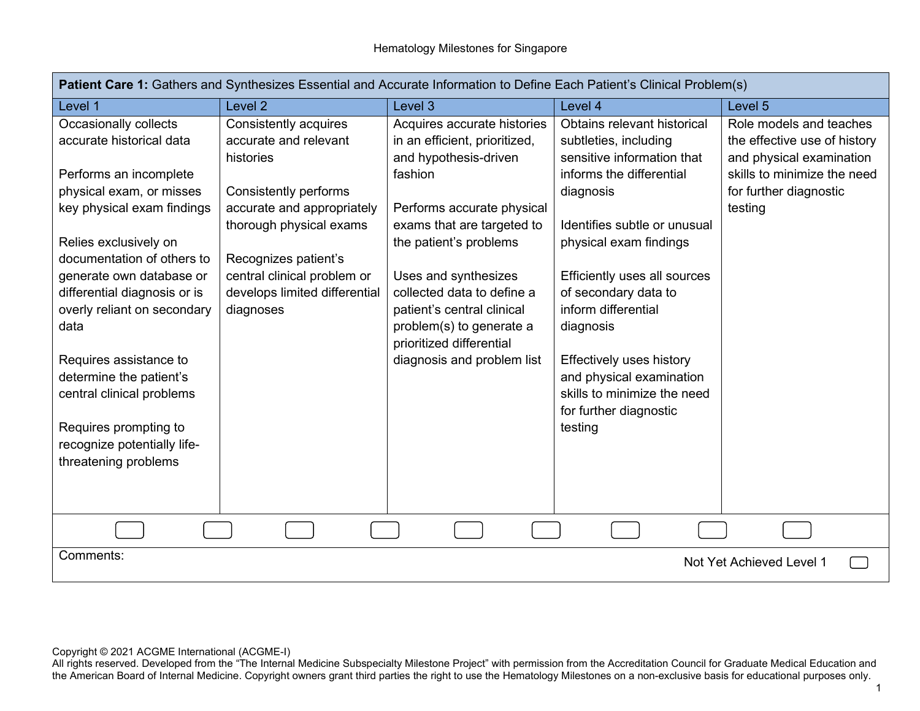Hematology Milestones for Singapore

| **Patient Care 1:** Gathers and Synthesizes Essential and Accurate Information to Define Each Patient's Clinical Problem(s) | | | | |
|---|---|---|---|---|
| Level 1 | Level 2 | Level 3 | Level 4 | Level 5 |
| Occasionally collects accurate historical data<br><br>Performs an incomplete physical exam, or misses key physical exam findings<br><br>Relies exclusively on documentation of others to generate own database or differential diagnosis or is overly reliant on secondary data<br><br>Requires assistance to determine the patient's central clinical problems<br><br>Requires prompting to recognize potentially life-threatening problems | Consistently acquires accurate and relevant histories<br><br>Consistently performs accurate and appropriately thorough physical exams<br><br>Recognizes patient's central clinical problem or develops limited differential diagnoses | Acquires accurate histories in an efficient, prioritized, and hypothesis-driven fashion<br><br>Performs accurate physical exams that are targeted to the patient's problems<br><br>Uses and synthesizes collected data to define a patient's central clinical problem(s) to generate a prioritized differential diagnosis and problem list | Obtains relevant historical subtleties, including sensitive information that informs the differential diagnosis<br><br>Identifies subtle or unusual physical exam findings<br><br>Efficiently uses all sources of secondary data to inform differential diagnosis<br><br>Effectively uses history and physical examination skills to minimize the need for further diagnostic testing | Role models and teaches the effective use of history and physical examination skills to minimize the need for further diagnostic testing |

Comments:

Not Yet Achieved Level 1

Copyright © 2021 ACGME International (ACGME-I)
All rights reserved. Developed from the "The Internal Medicine Subspecialty Milestone Project" with permission from the Accreditation Council for Graduate Medical Education and the American Board of Internal Medicine. Copyright owners grant third parties the right to use the Hematology Milestones on a non-exclusive basis for educational purposes only.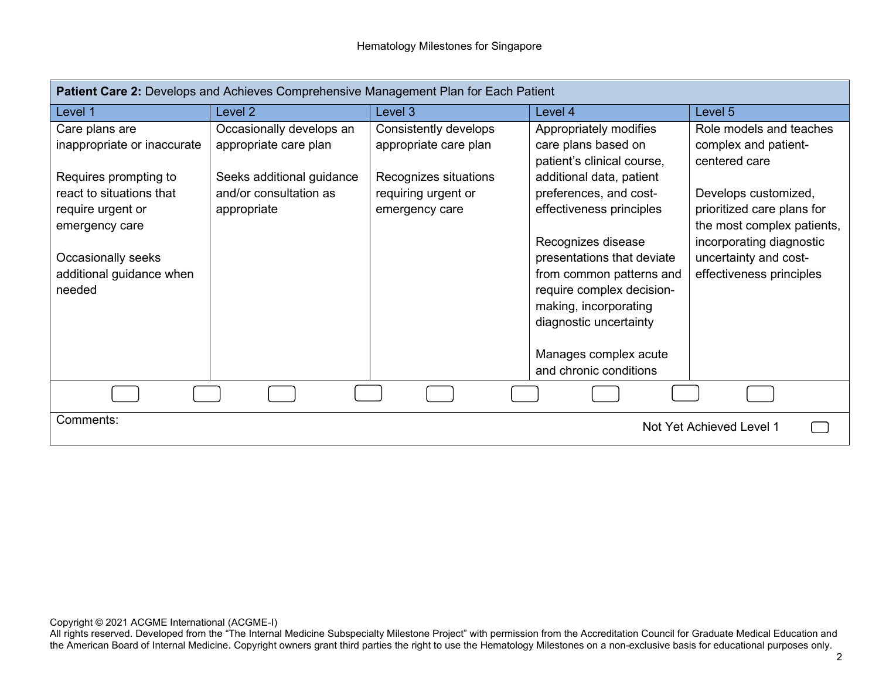| **Patient Care 2:** Develops and Achieves Comprehensive Management Plan for Each Patient | | | | |
|---|---|---|---|---|
| Level 1 | Level 2 | Level 3 | Level 4 | Level 5 |
| Care plans are inappropriate or inaccurate<br><br>Requires prompting to react to situations that require urgent or emergency care<br><br>Occasionally seeks additional guidance when needed | Occasionally develops an appropriate care plan<br><br>Seeks additional guidance and/or consultation as appropriate | Consistently develops appropriate care plan<br><br>Recognizes situations requiring urgent or emergency care | Appropriately modifies care plans based on patient's clinical course, additional data, patient preferences, and cost-effectiveness principles<br><br>Recognizes disease presentations that deviate from common patterns and require complex decision-making, incorporating diagnostic uncertainty<br><br>Manages complex acute and chronic conditions | Role models and teaches complex and patient-centered care<br><br>Develops customized, prioritized care plans for the most complex patients, incorporating diagnostic uncertainty and cost-effectiveness principles |

Comments:

Not Yet Achieved Level 1

Copyright © 2021 ACGME International (ACGME-I)
All rights reserved. Developed from the "The Internal Medicine Subspecialty Milestone Project" with permission from the Accreditation Council for Graduate Medical Education and the American Board of Internal Medicine. Copyright owners grant third parties the right to use the Hematology Milestones on a non-exclusive basis for educational purposes only.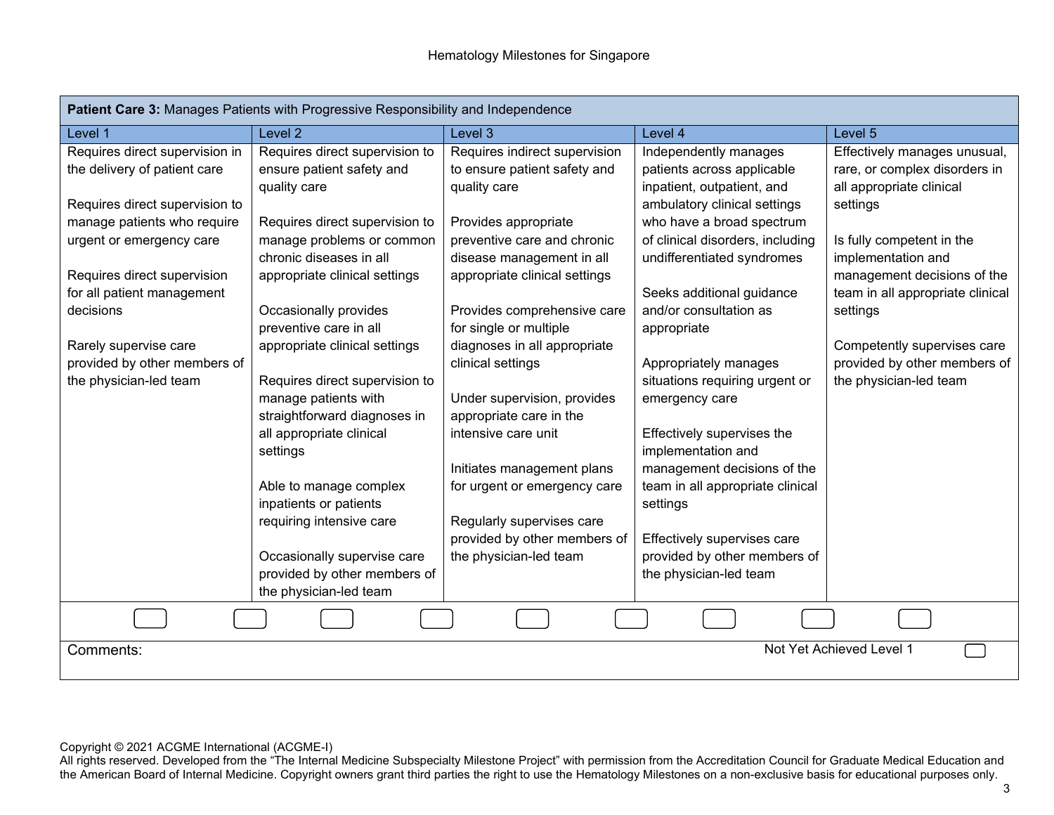| **Patient Care 3:** Manages Patients with Progressive Responsibility and Independence | | | | |
|---|---|---|---|---|
| Level 1 | Level 2 | Level 3 | Level 4 | Level 5 |
| Requires direct supervision in the delivery of patient care<br><br>Requires direct supervision to manage patients who require urgent or emergency care<br><br>Requires direct supervision for all patient management decisions<br><br>Rarely supervise care provided by other members of the physician-led team | Requires direct supervision to ensure patient safety and quality care<br><br>Requires direct supervision to manage problems or common chronic diseases in all appropriate clinical settings<br><br>Occasionally provides preventive care in all appropriate clinical settings<br><br>Requires direct supervision to manage patients with straightforward diagnoses in all appropriate clinical settings<br><br>Able to manage complex inpatients or patients requiring intensive care<br><br>Occasionally supervise care provided by other members of the physician-led team | Requires indirect supervision to ensure patient safety and quality care<br><br>Provides appropriate preventive care and chronic disease management in all appropriate clinical settings<br><br>Provides comprehensive care for single or multiple diagnoses in all appropriate clinical settings<br><br>Under supervision, provides appropriate care in the intensive care unit<br><br>Initiates management plans for urgent or emergency care<br><br>Regularly supervises care provided by other members of the physician-led team | Independently manages patients across applicable inpatient, outpatient, and ambulatory clinical settings who have a broad spectrum of clinical disorders, including undifferentiated syndromes<br><br>Seeks additional guidance and/or consultation as appropriate<br><br>Appropriately manages situations requiring urgent or emergency care<br><br>Effectively supervises the implementation and management decisions of the team in all appropriate clinical settings<br><br>Effectively supervises care provided by other members of the physician-led team | Effectively manages unusual, rare, or complex disorders in all appropriate clinical settings<br><br>Is fully competent in the implementation and management decisions of the team in all appropriate clinical settings<br><br>Competently supervises care provided by other members of the physician-led team |

Comments:

Not Yet Achieved Level 1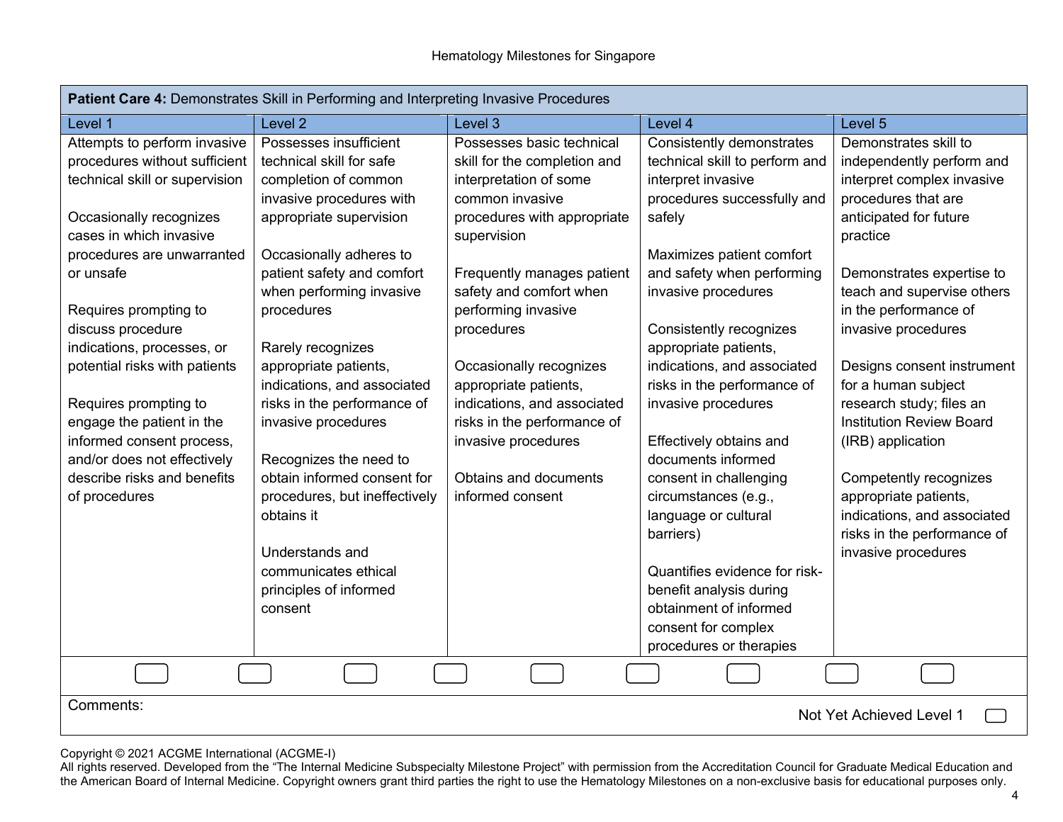| **Patient Care 4:** Demonstrates Skill in Performing and Interpreting Invasive Procedures | | | | |
|---|---|---|---|---|
| Level 1 | Level 2 | Level 3 | Level 4 | Level 5 |
| Attempts to perform invasive procedures without sufficient technical skill or supervision<br><br>Occasionally recognizes cases in which invasive procedures are unwarranted or unsafe<br><br>Requires prompting to discuss procedure indications, processes, or potential risks with patients<br><br>Requires prompting to engage the patient in the informed consent process, and/or does not effectively describe risks and benefits of procedures | Possesses insufficient technical skill for safe completion of common invasive procedures with appropriate supervision<br><br>Occasionally adheres to patient safety and comfort when performing invasive procedures<br><br>Rarely recognizes appropriate patients, indications, and associated risks in the performance of invasive procedures<br><br>Recognizes the need to obtain informed consent for procedures, but ineffectively obtains it<br><br>Understands and communicates ethical principles of informed consent | Possesses basic technical skill for the completion and interpretation of some common invasive procedures with appropriate supervision<br><br>Frequently manages patient safety and comfort when performing invasive procedures<br><br>Occasionally recognizes appropriate patients, indications, and associated risks in the performance of invasive procedures<br><br>Obtains and documents informed consent | Consistently demonstrates technical skill to perform and interpret invasive procedures successfully and safely<br><br>Maximizes patient comfort and safety when performing invasive procedures<br><br>Consistently recognizes appropriate patients, indications, and associated risks in the performance of invasive procedures<br><br>Effectively obtains and documents informed consent in challenging circumstances (e.g., language or cultural barriers)<br><br>Quantifies evidence for risk-benefit analysis during obtainment of informed consent for complex procedures or therapies | Demonstrates skill to independently perform and interpret complex invasive procedures that are anticipated for future practice<br><br>Demonstrates expertise to teach and supervise others in the performance of invasive procedures<br><br>Designs consent instrument for a human subject research study; files an Institution Review Board (IRB) application<br><br>Competently recognizes appropriate patients, indications, and associated risks in the performance of invasive procedures |

Comments:

Not Yet Achieved Level 1

Copyright © 2021 ACGME International (ACGME-I)
All rights reserved. Developed from the "The Internal Medicine Subspecialty Milestone Project" with permission from the Accreditation Council for Graduate Medical Education and the American Board of Internal Medicine. Copyright owners grant third parties the right to use the Hematology Milestones on a non-exclusive basis for educational purposes only.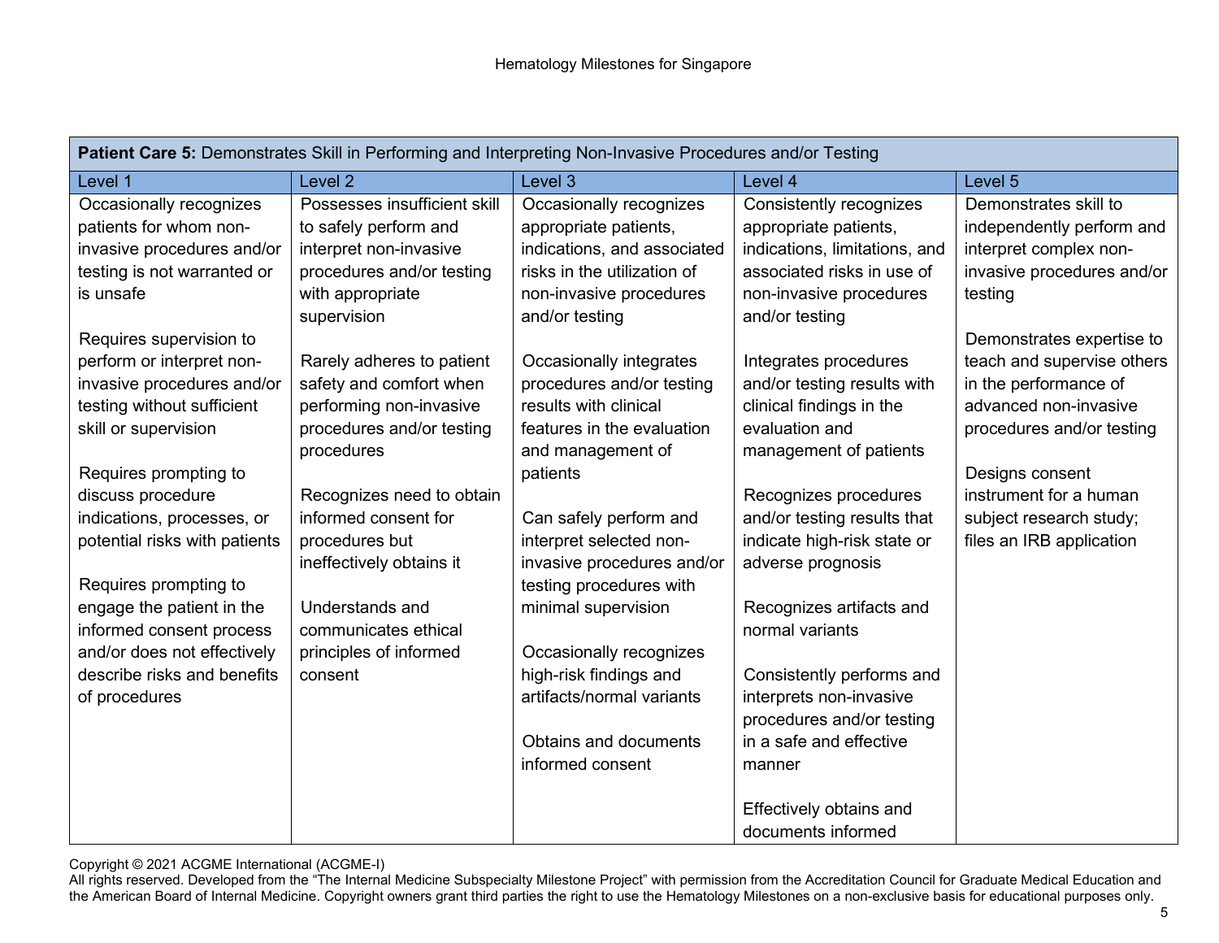| **Patient Care 5:** Demonstrates Skill in Performing and Interpreting Non-Invasive Procedures and/or Testing | | | | |
|---|---|---|---|---|
| Level 1 | Level 2 | Level 3 | Level 4 | Level 5 |
| Occasionally recognizes patients for whom non-invasive procedures and/or testing is not warranted or is unsafe<br><br>Requires supervision to perform or interpret non-invasive procedures and/or testing without sufficient skill or supervision<br><br>Requires prompting to discuss procedure indications, processes, or potential risks with patients<br><br>Requires prompting to engage the patient in the informed consent process and/or does not effectively describe risks and benefits of procedures | Possesses insufficient skill to safely perform and interpret non-invasive procedures and/or testing with appropriate supervision<br><br>Rarely adheres to patient safety and comfort when performing non-invasive procedures and/or testing procedures<br><br>Recognizes need to obtain informed consent for procedures but ineffectively obtains it<br><br>Understands and communicates ethical principles of informed consent | Occasionally recognizes appropriate patients, indications, and associated risks in the utilization of non-invasive procedures and/or testing<br><br>Occasionally integrates procedures and/or testing results with clinical features in the evaluation and management of patients<br><br>Can safely perform and interpret selected non-invasive procedures and/or testing procedures with minimal supervision<br><br>Occasionally recognizes high-risk findings and artifacts/normal variants<br><br>Obtains and documents informed consent | Consistently recognizes appropriate patients, indications, limitations, and associated risks in use of non-invasive procedures and/or testing<br><br>Integrates procedures and/or testing results with clinical findings in the evaluation and management of patients<br><br>Recognizes procedures and/or testing results that indicate high-risk state or adverse prognosis<br><br>Recognizes artifacts and normal variants<br><br>Consistently performs and interprets non-invasive procedures and/or testing in a safe and effective manner<br><br>Effectively obtains and documents informed | Demonstrates skill to independently perform and interpret complex non-invasive procedures and/or testing<br><br>Demonstrates expertise to teach and supervise others in the performance of advanced non-invasive procedures and/or testing<br><br>Designs consent instrument for a human subject research study; files an IRB application |

Copyright © 2021 ACGME International (ACGME-I)
All rights reserved. Developed from the "The Internal Medicine Subspecialty Milestone Project" with permission from the Accreditation Council for Graduate Medical Education and the American Board of Internal Medicine. Copyright owners grant third parties the right to use the Hematology Milestones on a non-exclusive basis for educational purposes only.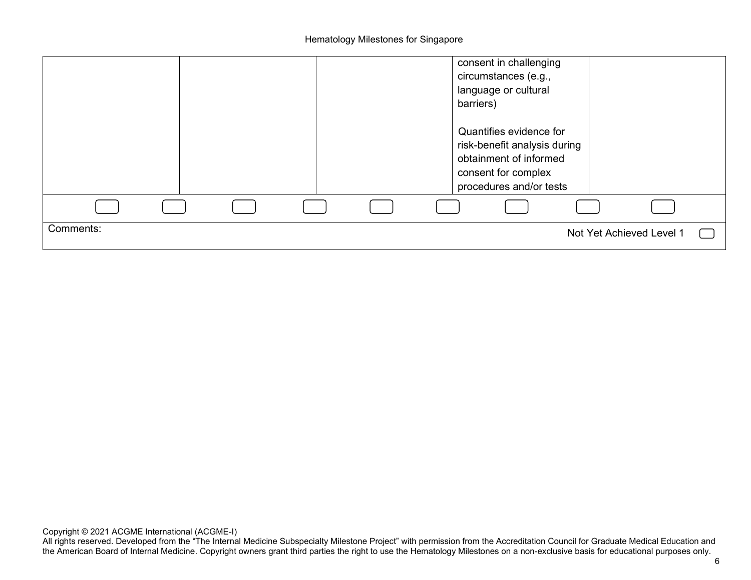| | | | | |
|---|---|---|---|---|
| | | | consent in challenging circumstances (e.g., language or cultural barriers)<br><br>Quantifies evidence for risk-benefit analysis during obtainment of informed consent for complex procedures and/or tests | |

Comments:

Not Yet Achieved Level 1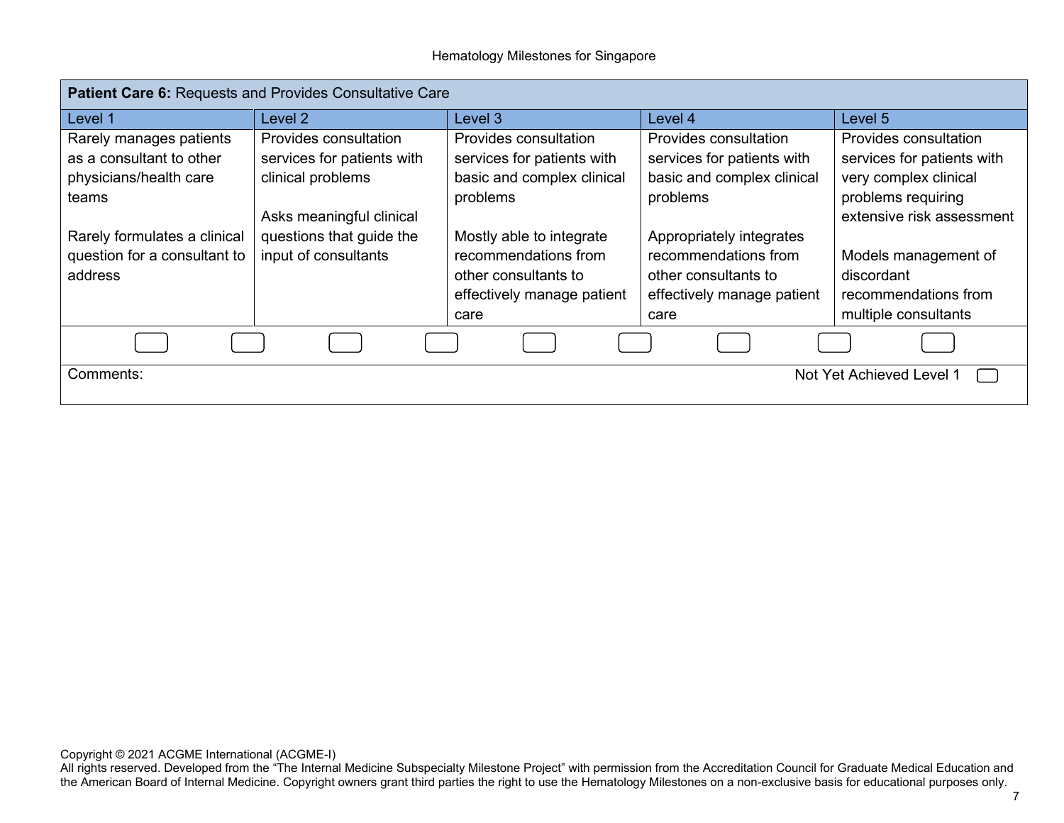| **Patient Care 6:** Requests and Provides Consultative Care | | | | |
| --- | --- | --- | --- | --- |
| Level 1 | Level 2 | Level 3 | Level 4 | Level 5 |
| Rarely manages patients as a consultant to other physicians/health care teams<br><br>Rarely formulates a clinical question for a consultant to address | Provides consultation services for patients with clinical problems<br><br>Asks meaningful clinical questions that guide the input of consultants | Provides consultation services for patients with basic and complex clinical problems<br><br>Mostly able to integrate recommendations from other consultants to effectively manage patient care | Provides consultation services for patients with basic and complex clinical problems<br><br>Appropriately integrates recommendations from other consultants to effectively manage patient care | Provides consultation services for patients with very complex clinical problems requiring extensive risk assessment<br><br>Models management of discordant recommendations from multiple consultants |

Comments:

Not Yet Achieved Level 1

Copyright © 2021 ACGME International (ACGME-I)
All rights reserved. Developed from the "The Internal Medicine Subspecialty Milestone Project" with permission from the Accreditation Council for Graduate Medical Education and the American Board of Internal Medicine. Copyright owners grant third parties the right to use the Hematology Milestones on a non-exclusive basis for educational purposes only.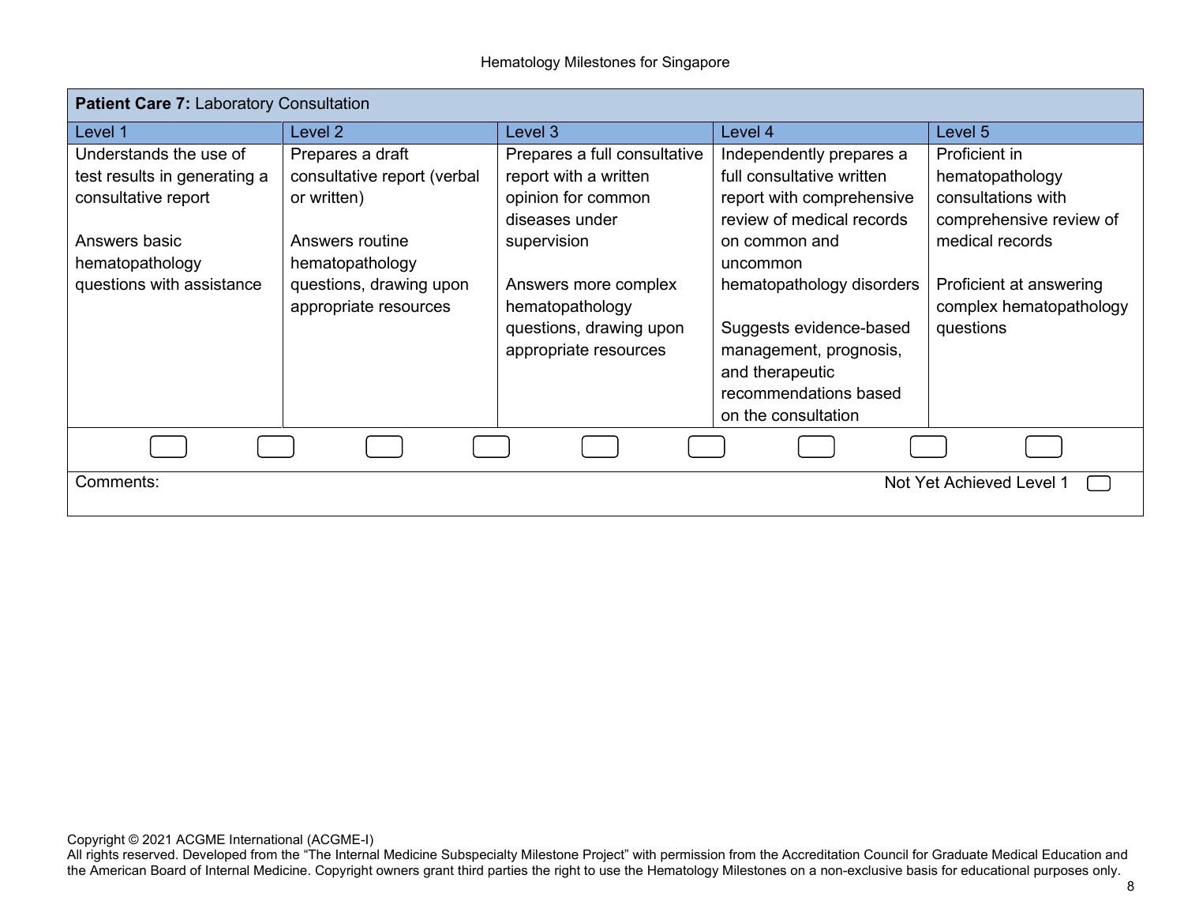**Patient Care 7:** Laboratory Consultation

| Level 1 | Level 2 | Level 3 | Level 4 | Level 5 |
|---|---|---|---|---|
| Understands the use of test results in generating a consultative report<br><br>Answers basic hematopathology questions with assistance | Prepares a draft consultative report (verbal or written)<br><br>Answers routine hematopathology questions, drawing upon appropriate resources | Prepares a full consultative report with a written opinion for common diseases under supervision<br><br>Answers more complex hematopathology questions, drawing upon appropriate resources | Independently prepares a full consultative written report with comprehensive review of medical records on common and uncommon hematopathology disorders<br><br>Suggests evidence-based management, prognosis, and therapeutic recommendations based on the consultation | Proficient in hematopathology consultations with comprehensive review of medical records<br><br>Proficient at answering complex hematopathology questions |

Comments:

Not Yet Achieved Level 1

Copyright © 2021 ACGME International (ACGME-I)
All rights reserved. Developed from the "The Internal Medicine Subspecialty Milestone Project" with permission from the Accreditation Council for Graduate Medical Education and the American Board of Internal Medicine. Copyright owners grant third parties the right to use the Hematology Milestones on a non-exclusive basis for educational purposes only.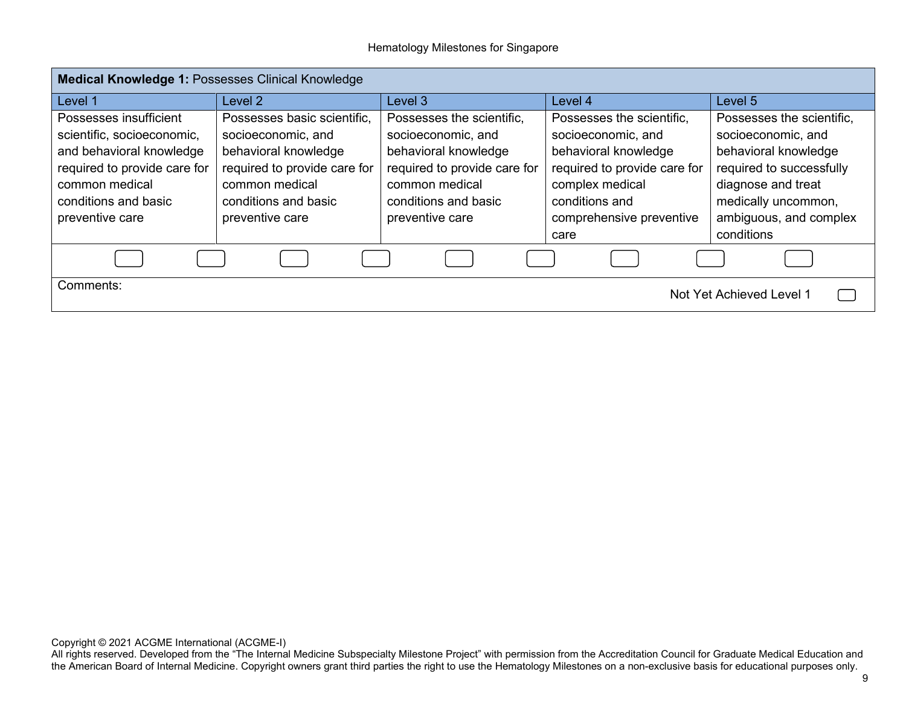| **Medical Knowledge 1:** Possesses Clinical Knowledge | | | | |
|---|---|---|---|---|
| Level 1 | Level 2 | Level 3 | Level 4 | Level 5 |
| Possesses insufficient scientific, socioeconomic, and behavioral knowledge required to provide care for common medical conditions and basic preventive care | Possesses basic scientific, socioeconomic, and behavioral knowledge required to provide care for common medical conditions and basic preventive care | Possesses the scientific, socioeconomic, and behavioral knowledge required to provide care for common medical conditions and basic preventive care | Possesses the scientific, socioeconomic, and behavioral knowledge required to provide care for complex medical conditions and comprehensive preventive care | Possesses the scientific, socioeconomic, and behavioral knowledge required to successfully diagnose and treat medically uncommon, ambiguous, and complex conditions |

Comments:

Not Yet Achieved Level 1

Copyright © 2021 ACGME International (ACGME-I)
All rights reserved. Developed from the "The Internal Medicine Subspecialty Milestone Project" with permission from the Accreditation Council for Graduate Medical Education and the American Board of Internal Medicine. Copyright owners grant third parties the right to use the Hematology Milestones on a non-exclusive basis for educational purposes only.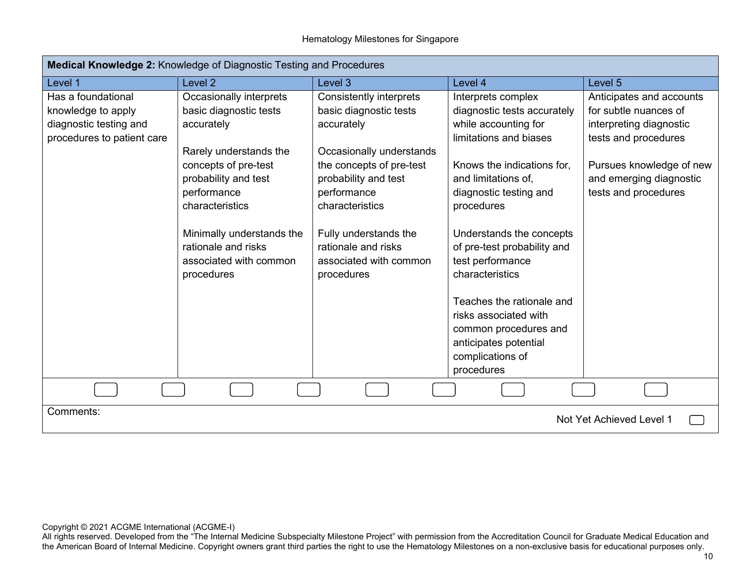| **Medical Knowledge 2:** Knowledge of Diagnostic Testing and Procedures | | | | |
|---|---|---|---|---|
| Level 1 | Level 2 | Level 3 | Level 4 | Level 5 |
| Has a foundational knowledge to apply diagnostic testing and procedures to patient care | Occasionally interprets basic diagnostic tests accurately<br><br>Rarely understands the concepts of pre-test probability and test performance characteristics<br><br>Minimally understands the rationale and risks associated with common procedures | Consistently interprets basic diagnostic tests accurately<br><br>Occasionally understands the concepts of pre-test probability and test performance characteristics<br><br>Fully understands the rationale and risks associated with common procedures | Interprets complex diagnostic tests accurately while accounting for limitations and biases<br><br>Knows the indications for, and limitations of, diagnostic testing and procedures<br><br>Understands the concepts of pre-test probability and test performance characteristics<br><br>Teaches the rationale and risks associated with common procedures and anticipates potential complications of procedures | Anticipates and accounts for subtle nuances of interpreting diagnostic tests and procedures<br><br>Pursues knowledge of new and emerging diagnostic tests and procedures |

Comments:

Not Yet Achieved Level 1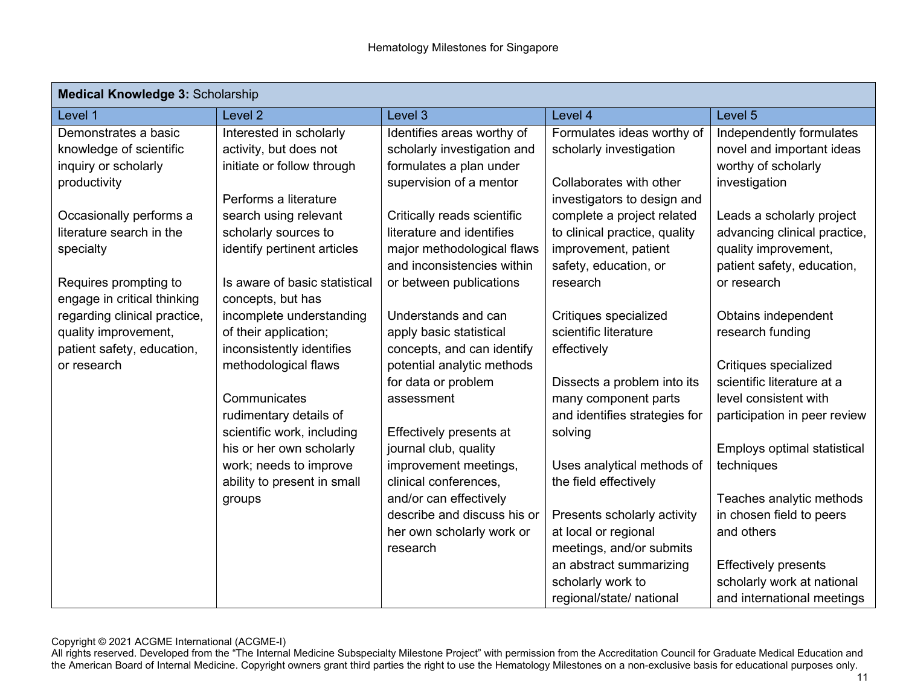| **Medical Knowledge 3:** Scholarship | | | | |
|---|---|---|---|---|
| Level 1 | Level 2 | Level 3 | Level 4 | Level 5 |
| Demonstrates a basic knowledge of scientific inquiry or scholarly productivity<br><br>Occasionally performs a literature search in the specialty<br><br>Requires prompting to engage in critical thinking regarding clinical practice, quality improvement, patient safety, education, or research | Interested in scholarly activity, but does not initiate or follow through<br><br>Performs a literature search using relevant scholarly sources to identify pertinent articles<br><br>Is aware of basic statistical concepts, but has incomplete understanding of their application; inconsistently identifies methodological flaws<br><br>Communicates rudimentary details of scientific work, including his or her own scholarly work; needs to improve ability to present in small groups | Identifies areas worthy of scholarly investigation and formulates a plan under supervision of a mentor<br><br>Critically reads scientific literature and identifies major methodological flaws and inconsistencies within or between publications<br><br>Understands and can apply basic statistical concepts, and can identify potential analytic methods for data or problem assessment<br><br>Effectively presents at journal club, quality improvement meetings, clinical conferences, and/or can effectively describe and discuss his or her own scholarly work or research | Formulates ideas worthy of scholarly investigation<br><br>Collaborates with other investigators to design and complete a project related to clinical practice, quality improvement, patient safety, education, or research<br><br>Critiques specialized scientific literature effectively<br><br>Dissects a problem into its many component parts and identifies strategies for solving<br><br>Uses analytical methods of the field effectively<br><br>Presents scholarly activity at local or regional meetings, and/or submits an abstract summarizing scholarly work to regional/state/ national | Independently formulates novel and important ideas worthy of scholarly investigation<br><br>Leads a scholarly project advancing clinical practice, quality improvement, patient safety, education, or research<br><br>Obtains independent research funding<br><br>Critiques specialized scientific literature at a level consistent with participation in peer review<br><br>Employs optimal statistical techniques<br><br>Teaches analytic methods in chosen field to peers and others<br><br>Effectively presents scholarly work at national and international meetings |

Copyright © 2021 ACGME International (ACGME-I)
All rights reserved. Developed from the "The Internal Medicine Subspecialty Milestone Project" with permission from the Accreditation Council for Graduate Medical Education and the American Board of Internal Medicine. Copyright owners grant third parties the right to use the Hematology Milestones on a non-exclusive basis for educational purposes only.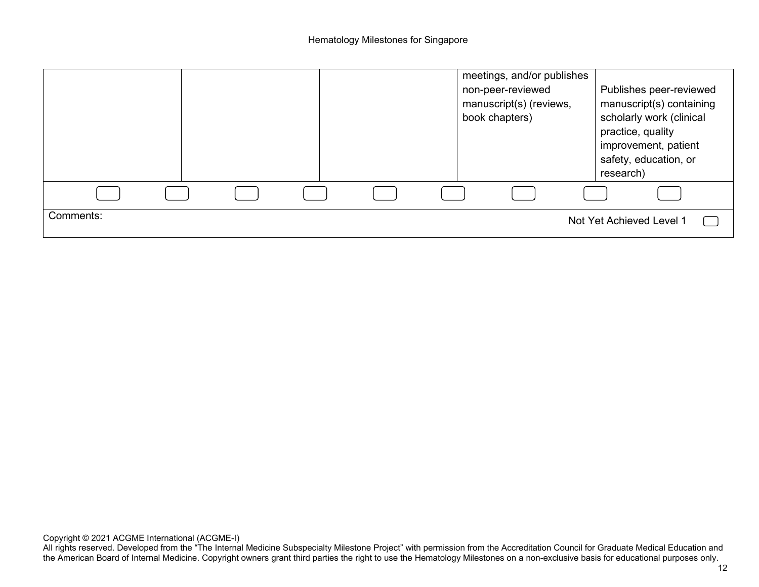| | | | | |
|---|---|---|---|---|
| | | | meetings, and/or publishes non-peer-reviewed manuscript(s) (reviews, book chapters) | Publishes peer-reviewed manuscript(s) containing scholarly work (clinical practice, quality improvement, patient safety, education, or research) |

Comments:

Not Yet Achieved Level 1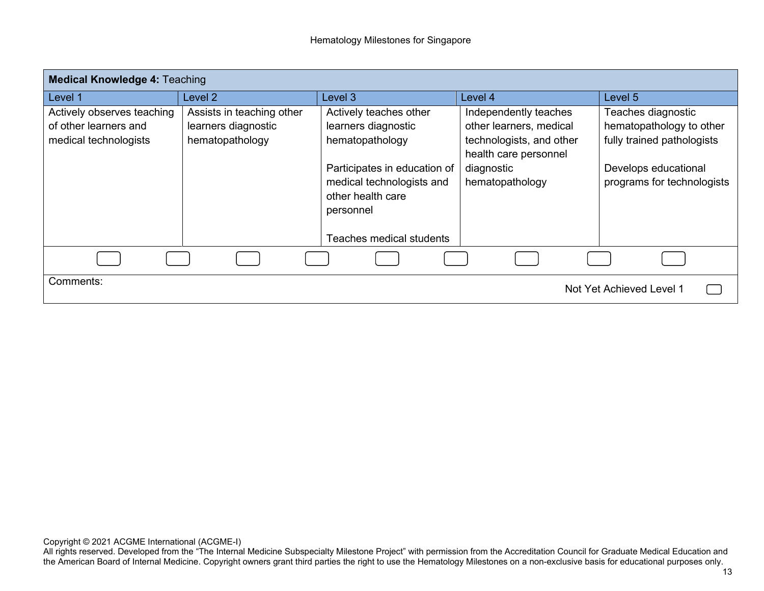| **Medical Knowledge 4:** Teaching | | | | |
|---|---|---|---|---|
| Level 1 | Level 2 | Level 3 | Level 4 | Level 5 |
| Actively observes teaching of other learners and medical technologists | Assists in teaching other learners diagnostic hematopathology | Actively teaches other learners diagnostic hematopathology<br><br>Participates in education of medical technologists and other health care personnel<br><br>Teaches medical students | Independently teaches other learners, medical technologists, and other health care personnel diagnostic hematopathology | Teaches diagnostic hematopathology to other fully trained pathologists<br><br>Develops educational programs for technologists |

Comments:

Not Yet Achieved Level 1

Copyright © 2021 ACGME International (ACGME-I)
All rights reserved. Developed from the "The Internal Medicine Subspecialty Milestone Project" with permission from the Accreditation Council for Graduate Medical Education and the American Board of Internal Medicine. Copyright owners grant third parties the right to use the Hematology Milestones on a non-exclusive basis for educational purposes only.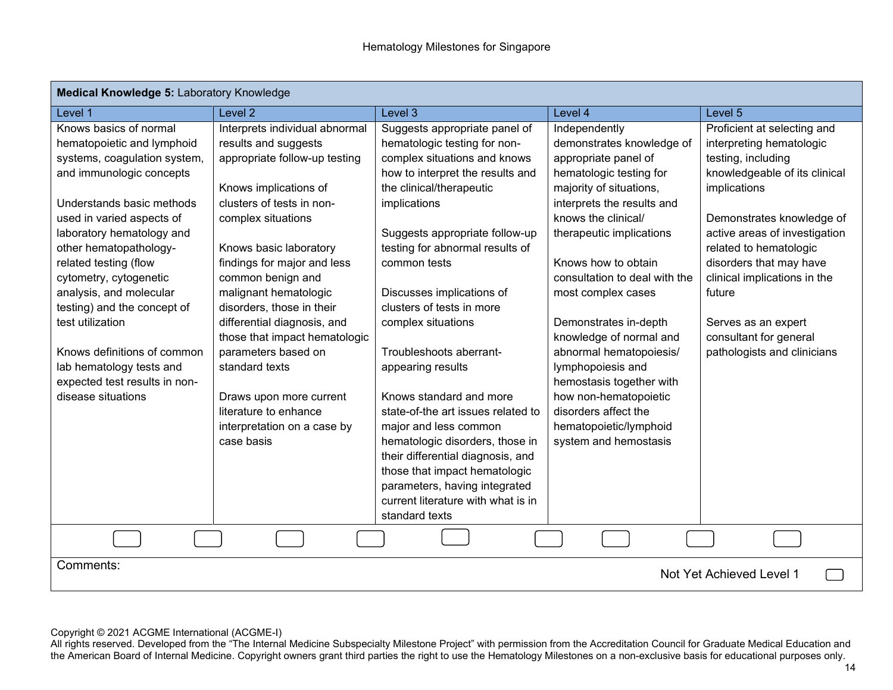| **Medical Knowledge 5:** Laboratory Knowledge | | | | |
|---|---|---|---|---|
| Level 1 | Level 2 | Level 3 | Level 4 | Level 5 |
| Knows basics of normal hematopoietic and lymphoid systems, coagulation system, and immunologic concepts<br><br>Understands basic methods used in varied aspects of laboratory hematology and other hematopathology-related testing (flow cytometry, cytogenetic analysis, and molecular testing) and the concept of test utilization<br><br>Knows definitions of common lab hematology tests and expected test results in non-disease situations | Interprets individual abnormal results and suggests appropriate follow-up testing<br><br>Knows implications of clusters of tests in non-complex situations<br><br>Knows basic laboratory findings for major and less common benign and malignant hematologic disorders, those in their differential diagnosis, and those that impact hematologic parameters based on standard texts<br><br>Draws upon more current literature to enhance interpretation on a case by case basis | Suggests appropriate panel of hematologic testing for non-complex situations and knows how to interpret the results and the clinical/therapeutic implications<br><br>Suggests appropriate follow-up testing for abnormal results of common tests<br><br>Discusses implications of clusters of tests in more complex situations<br><br>Troubleshoots aberrant-appearing results<br><br>Knows standard and more state-of-the art issues related to major and less common hematologic disorders, those in their differential diagnosis, and those that impact hematologic parameters, having integrated current literature with what is in standard texts | Independently demonstrates knowledge of appropriate panel of hematologic testing for majority of situations, interprets the results and knows the clinical/ therapeutic implications<br><br>Knows how to obtain consultation to deal with the most complex cases<br><br>Demonstrates in-depth knowledge of normal and abnormal hematopoiesis/ lymphopoiesis and hemostasis together with how non-hematopoietic disorders affect the hematopoietic/lymphoid system and hemostasis | Proficient at selecting and interpreting hematologic testing, including knowledgeable of its clinical implications<br><br>Demonstrates knowledge of active areas of investigation related to hematologic disorders that may have clinical implications in the future<br><br>Serves as an expert consultant for general pathologists and clinicians |

Comments:

Not Yet Achieved Level 1

Copyright © 2021 ACGME International (ACGME-I)
All rights reserved. Developed from the “The Internal Medicine Subspecialty Milestone Project” with permission from the Accreditation Council for Graduate Medical Education and the American Board of Internal Medicine. Copyright owners grant third parties the right to use the Hematology Milestones on a non-exclusive basis for educational purposes only.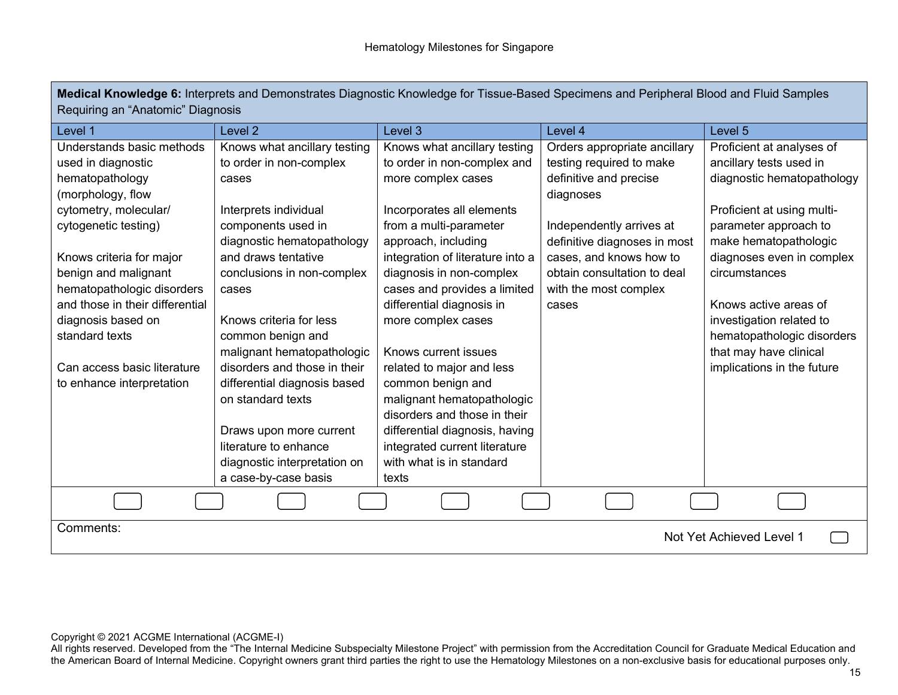| **Medical Knowledge 6:** Interprets and Demonstrates Diagnostic Knowledge for Tissue-Based Specimens and Peripheral Blood and Fluid Samples Requiring an "Anatomic" Diagnosis | | | | |
|---|---|---|---|---|
| Level 1 | Level 2 | Level 3 | Level 4 | Level 5 |
| Understands basic methods used in diagnostic hematopathology (morphology, flow cytometry, molecular/ cytogenetic testing)<br><br>Knows criteria for major benign and malignant hematopathologic disorders and those in their differential diagnosis based on standard texts<br><br>Can access basic literature to enhance interpretation | Knows what ancillary testing to order in non-complex cases<br><br>Interprets individual components used in diagnostic hematopathology and draws tentative conclusions in non-complex cases<br><br>Knows criteria for less common benign and malignant hematopathologic disorders and those in their differential diagnosis based on standard texts<br><br>Draws upon more current literature to enhance diagnostic interpretation on a case-by-case basis | Knows what ancillary testing to order in non-complex and more complex cases<br><br>Incorporates all elements from a multi-parameter approach, including integration of literature into a diagnosis in non-complex cases and provides a limited differential diagnosis in more complex cases<br><br>Knows current issues related to major and less common benign and malignant hematopathologic disorders and those in their differential diagnosis, having integrated current literature with what is in standard texts | Orders appropriate ancillary testing required to make definitive and precise diagnoses<br><br>Independently arrives at definitive diagnoses in most cases, and knows how to obtain consultation to deal with the most complex cases | Proficient at analyses of ancillary tests used in diagnostic hematopathology<br><br>Proficient at using multi-parameter approach to make hematopathologic diagnoses even in complex circumstances<br><br>Knows active areas of investigation related to hematopathologic disorders that may have clinical implications in the future |
| ☐ ☐ | ☐ ☐ | ☐ ☐ | ☐ ☐ | ☐ |
| Comments: | | | | Not Yet Achieved Level 1 ☐ |

Copyright © 2021 ACGME International (ACGME-I)
All rights reserved. Developed from the "The Internal Medicine Subspecialty Milestone Project" with permission from the Accreditation Council for Graduate Medical Education and the American Board of Internal Medicine. Copyright owners grant third parties the right to use the Hematology Milestones on a non-exclusive basis for educational purposes only.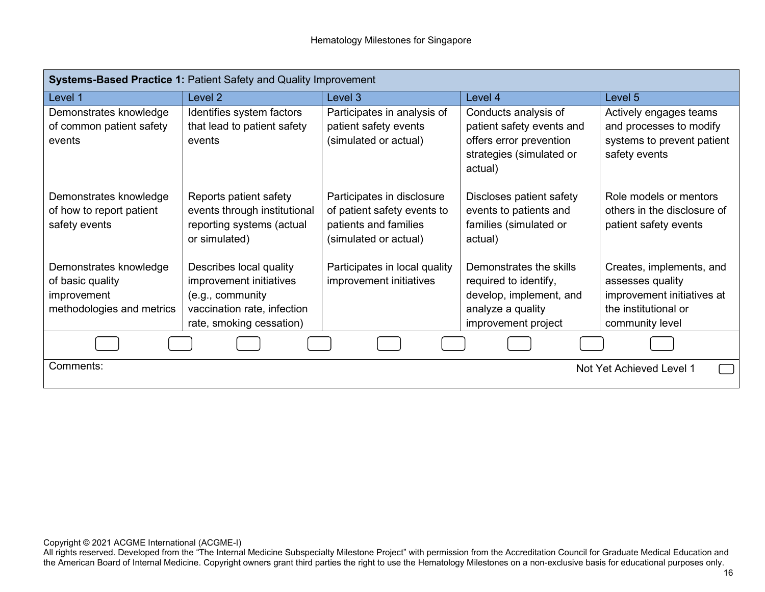| **Systems-Based Practice 1:** Patient Safety and Quality Improvement | | | | |
|---|---|---|---|---|
| Level 1 | Level 2 | Level 3 | Level 4 | Level 5 |
| Demonstrates knowledge of common patient safety events | Identifies system factors that lead to patient safety events | Participates in analysis of patient safety events (simulated or actual) | Conducts analysis of patient safety events and offers error prevention strategies (simulated or actual) | Actively engages teams and processes to modify systems to prevent patient safety events |
| Demonstrates knowledge of how to report patient safety events | Reports patient safety events through institutional reporting systems (actual or simulated) | Participates in disclosure of patient safety events to patients and families (simulated or actual) | Discloses patient safety events to patients and families (simulated or actual) | Role models or mentors others in the disclosure of patient safety events |
| Demonstrates knowledge of basic quality improvement methodologies and metrics | Describes local quality improvement initiatives (e.g., community vaccination rate, infection rate, smoking cessation) | Participates in local quality improvement initiatives | Demonstrates the skills required to identify, develop, implement, and analyze a quality improvement project | Creates, implements, and assesses quality improvement initiatives at the institutional or community level |

Comments:

Not Yet Achieved Level 1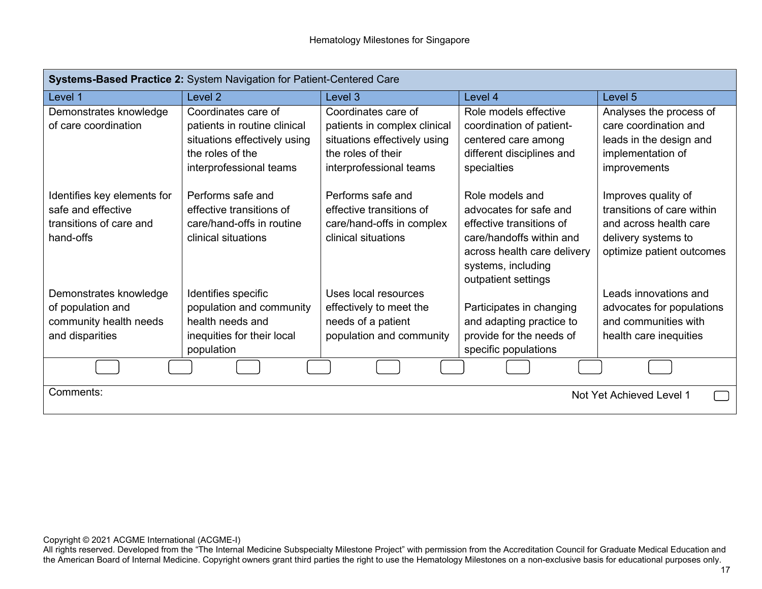| **Systems-Based Practice 2:** System Navigation for Patient-Centered Care | | | | |
|---|---|---|---|---|
| Level 1 | Level 2 | Level 3 | Level 4 | Level 5 |
| Demonstrates knowledge of care coordination | Coordinates care of patients in routine clinical situations effectively using the roles of the interprofessional teams | Coordinates care of patients in complex clinical situations effectively using the roles of their interprofessional teams | Role models effective coordination of patient-centered care among different disciplines and specialties | Analyses the process of care coordination and leads in the design and implementation of improvements |
| Identifies key elements for safe and effective transitions of care and hand-offs | Performs safe and effective transitions of care/hand-offs in routine clinical situations | Performs safe and effective transitions of care/hand-offs in complex clinical situations | Role models and advocates for safe and effective transitions of care/handoffs within and across health care delivery systems, including outpatient settings | Improves quality of transitions of care within and across health care delivery systems to optimize patient outcomes |
| Demonstrates knowledge of population and community health needs and disparities | Identifies specific population and community health needs and inequities for their local population | Uses local resources effectively to meet the needs of a patient population and community | Participates in changing and adapting practice to provide for the needs of specific populations | Leads innovations and advocates for populations and communities with health care inequities |

Comments:

Not Yet Achieved Level 1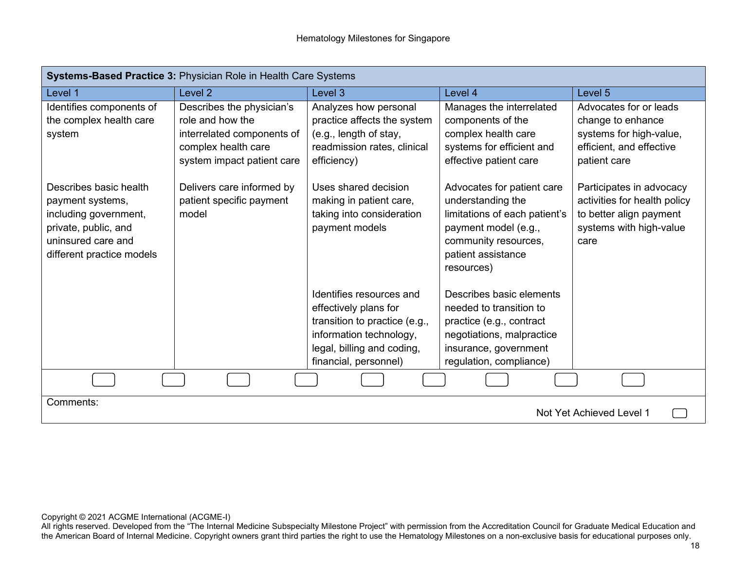| **Systems-Based Practice 3:** Physician Role in Health Care Systems | | | | |
|---|---|---|---|---|
| Level 1 | Level 2 | Level 3 | Level 4 | Level 5 |
| Identifies components of the complex health care system | Describes the physician's role and how the interrelated components of complex health care system impact patient care | Analyzes how personal practice affects the system (e.g., length of stay, readmission rates, clinical efficiency) | Manages the interrelated components of the complex health care systems for efficient and effective patient care | Advocates for or leads change to enhance systems for high-value, efficient, and effective patient care |
| Describes basic health payment systems, including government, private, public, and uninsured care and different practice models | Delivers care informed by patient specific payment model | Uses shared decision making in patient care, taking into consideration payment models | Advocates for patient care understanding the limitations of each patient's payment model (e.g., community resources, patient assistance resources) | Participates in advocacy activities for health policy to better align payment systems with high-value care |
| | | Identifies resources and effectively plans for transition to practice (e.g., information technology, legal, billing and coding, financial, personnel) | Describes basic elements needed to transition to practice (e.g., contract negotiations, malpractice insurance, government regulation, compliance) | |

Comments:

Not Yet Achieved Level 1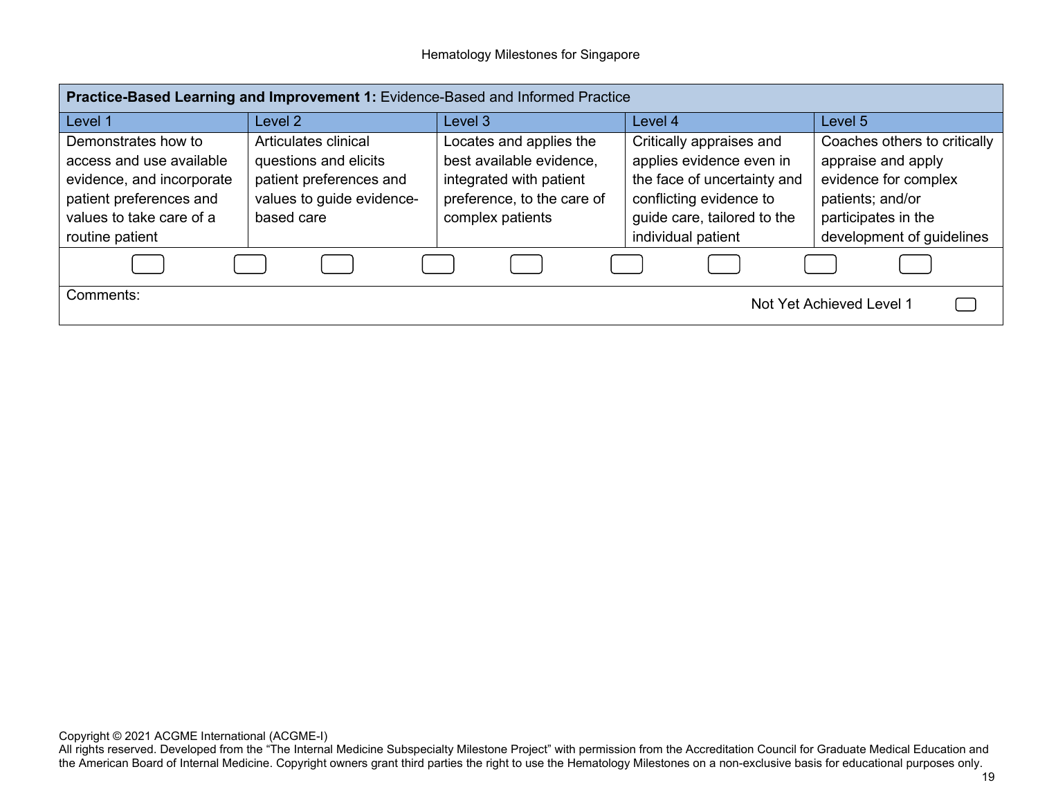| **Practice-Based Learning and Improvement 1:** Evidence-Based and Informed Practice | | | | |
|---|---|---|---|---|
| Level 1 | Level 2 | Level 3 | Level 4 | Level 5 |
| Demonstrates how to access and use available evidence, and incorporate patient preferences and values to take care of a routine patient | Articulates clinical questions and elicits patient preferences and values to guide evidence-based care | Locates and applies the best available evidence, integrated with patient preference, to the care of complex patients | Critically appraises and applies evidence even in the face of uncertainty and conflicting evidence to guide care, tailored to the individual patient | Coaches others to critically appraise and apply evidence for complex patients; and/or participates in the development of guidelines |

Comments:

Not Yet Achieved Level 1

Copyright © 2021 ACGME International (ACGME-I)
All rights reserved. Developed from the "The Internal Medicine Subspecialty Milestone Project" with permission from the Accreditation Council for Graduate Medical Education and the American Board of Internal Medicine. Copyright owners grant third parties the right to use the Hematology Milestones on a non-exclusive basis for educational purposes only.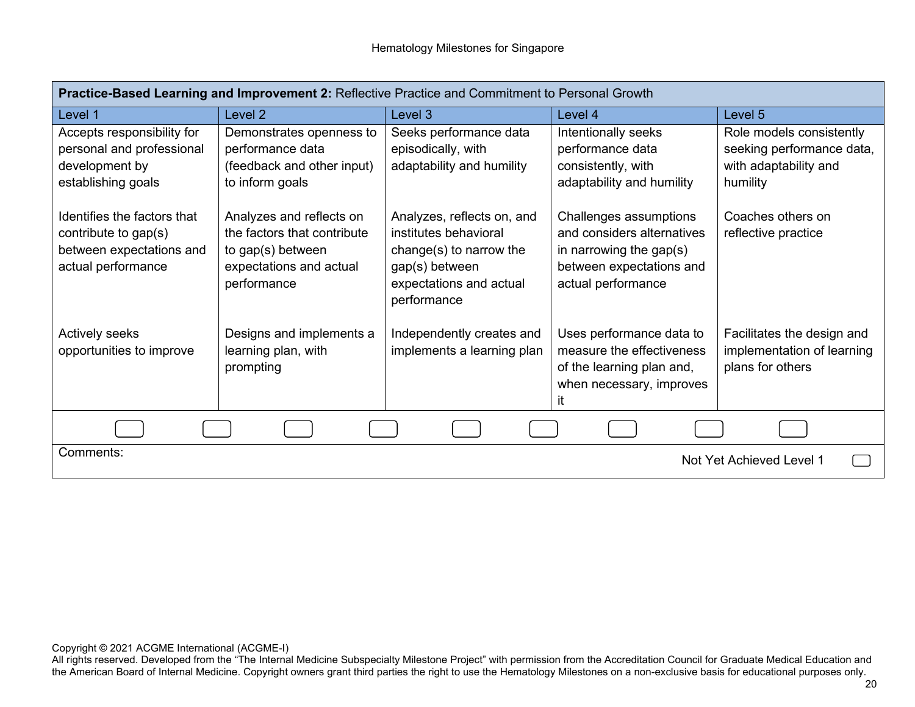| **Practice-Based Learning and Improvement 2:** Reflective Practice and Commitment to Personal Growth | | | | |
|---|---|---|---|---|
| Level 1 | Level 2 | Level 3 | Level 4 | Level 5 |
| Accepts responsibility for personal and professional development by establishing goals | Demonstrates openness to performance data (feedback and other input) to inform goals | Seeks performance data episodically, with adaptability and humility | Intentionally seeks performance data consistently, with adaptability and humility | Role models consistently seeking performance data, with adaptability and humility |
| Identifies the factors that contribute to gap(s) between expectations and actual performance | Analyzes and reflects on the factors that contribute to gap(s) between expectations and actual performance | Analyzes, reflects on, and institutes behavioral change(s) to narrow the gap(s) between expectations and actual performance | Challenges assumptions and considers alternatives in narrowing the gap(s) between expectations and actual performance | Coaches others on reflective practice |
| Actively seeks opportunities to improve | Designs and implements a learning plan, with prompting | Independently creates and implements a learning plan | Uses performance data to measure the effectiveness of the learning plan and, when necessary, improves it | Facilitates the design and implementation of learning plans for others |

Comments:

Not Yet Achieved Level 1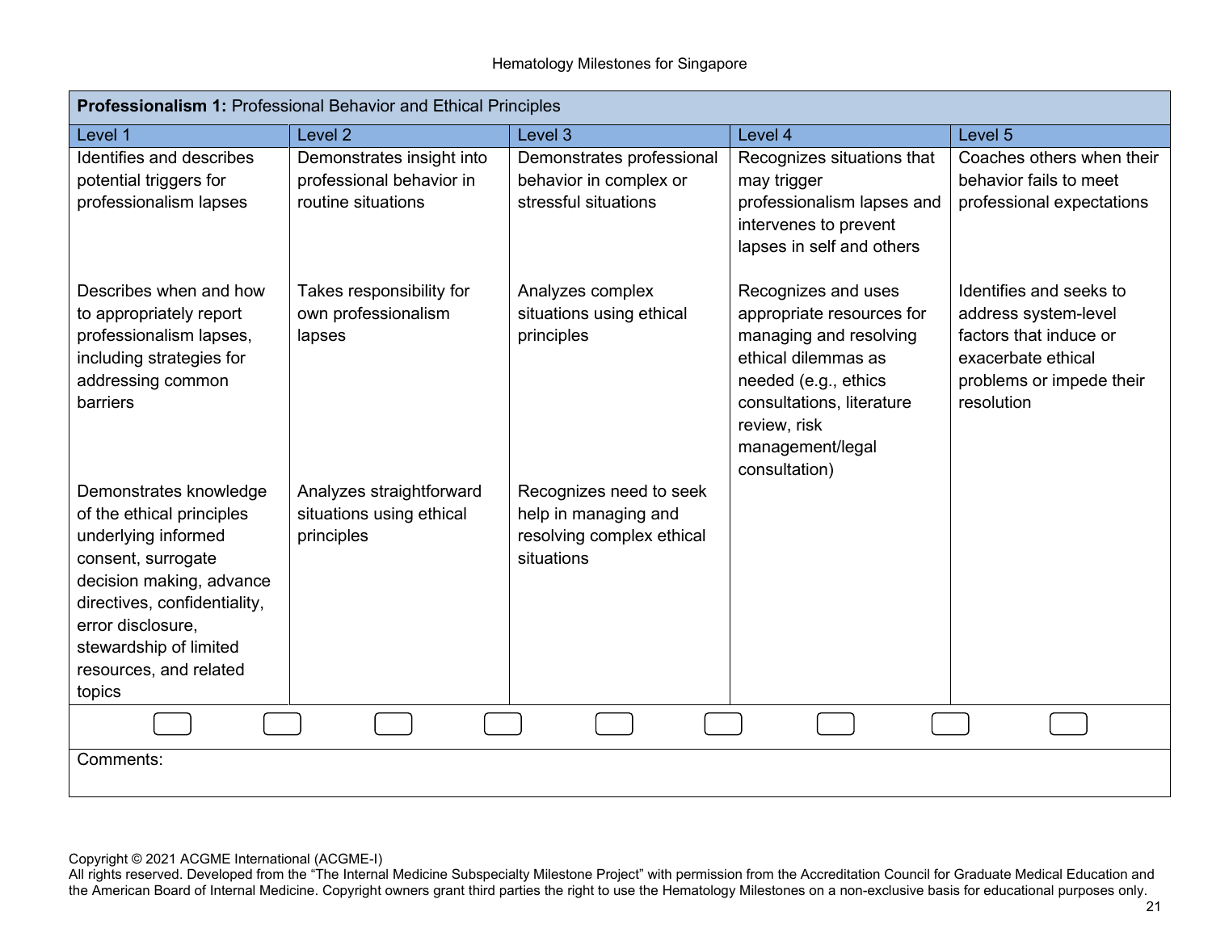| **Professionalism 1:** Professional Behavior and Ethical Principles | | | | |
|---|---|---|---|---|
| Level 1 | Level 2 | Level 3 | Level 4 | Level 5 |
| Identifies and describes potential triggers for professionalism lapses | Demonstrates insight into professional behavior in routine situations | Demonstrates professional behavior in complex or stressful situations | Recognizes situations that may trigger professionalism lapses and intervenes to prevent lapses in self and others | Coaches others when their behavior fails to meet professional expectations |
| Describes when and how to appropriately report professionalism lapses, including strategies for addressing common barriers | Takes responsibility for own professionalism lapses | Analyzes complex situations using ethical principles | Recognizes and uses appropriate resources for managing and resolving ethical dilemmas as needed (e.g., ethics consultations, literature review, risk management/legal consultation) | Identifies and seeks to address system-level factors that induce or exacerbate ethical problems or impede their resolution |
| Demonstrates knowledge of the ethical principles underlying informed consent, surrogate decision making, advance directives, confidentiality, error disclosure, stewardship of limited resources, and related topics | Analyzes straightforward situations using ethical principles | Recognizes need to seek help in managing and resolving complex ethical situations | | |

Comments:

Copyright © 2021 ACGME International (ACGME-I)
All rights reserved. Developed from the "The Internal Medicine Subspecialty Milestone Project" with permission from the Accreditation Council for Graduate Medical Education and the American Board of Internal Medicine. Copyright owners grant third parties the right to use the Hematology Milestones on a non-exclusive basis for educational purposes only.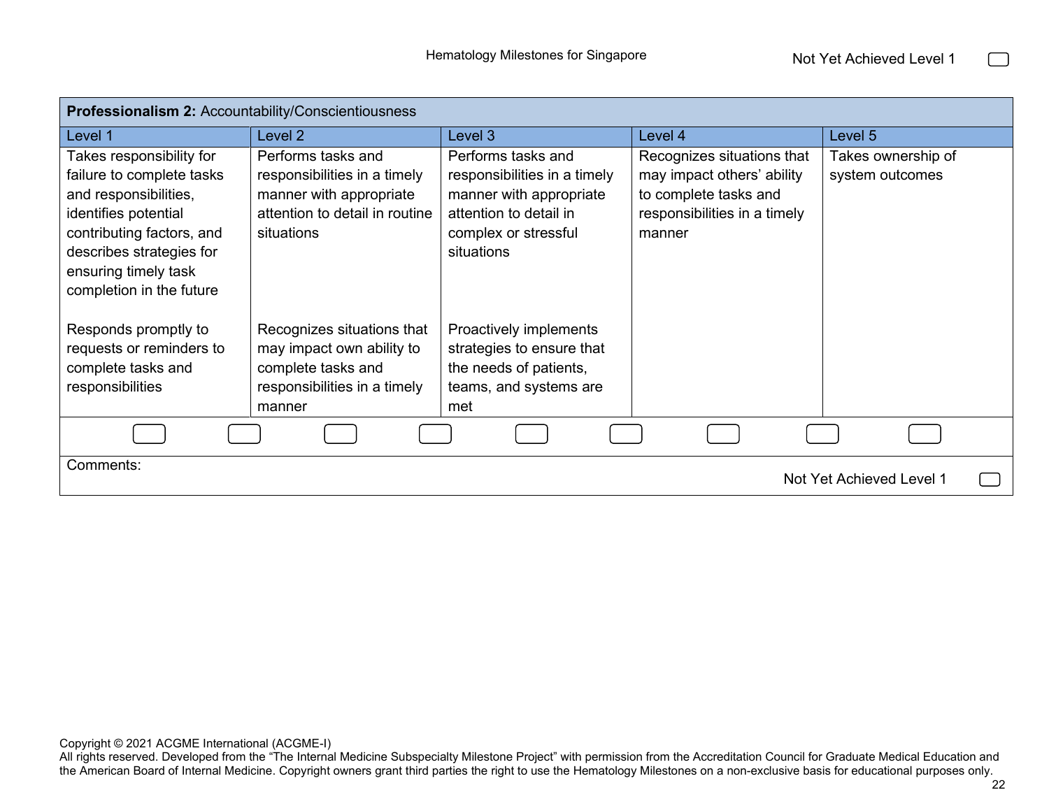Not Yet Achieved Level 1

| **Professionalism 2:** Accountability/Conscientiousness | | | | |
|---|---|---|---|---|
| Level 1 | Level 2 | Level 3 | Level 4 | Level 5 |
| Takes responsibility for failure to complete tasks and responsibilities, identifies potential contributing factors, and describes strategies for ensuring timely task completion in the future<br><br>Responds promptly to requests or reminders to complete tasks and responsibilities | Performs tasks and responsibilities in a timely manner with appropriate attention to detail in routine situations<br><br>Recognizes situations that may impact own ability to complete tasks and responsibilities in a timely manner | Performs tasks and responsibilities in a timely manner with appropriate attention to detail in complex or stressful situations<br><br>Proactively implements strategies to ensure that the needs of patients, teams, and systems are met | Recognizes situations that may impact others' ability to complete tasks and responsibilities in a timely manner | Takes ownership of system outcomes |

Comments:

Not Yet Achieved Level 1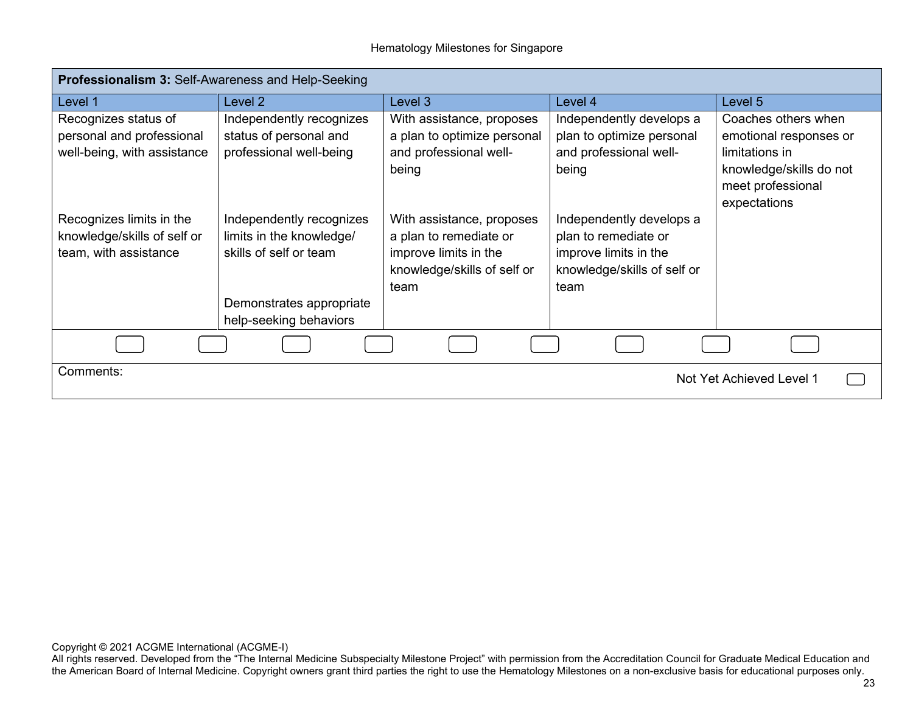| **Professionalism 3:** Self-Awareness and Help-Seeking | | | | |
|---|---|---|---|---|
| Level 1 | Level 2 | Level 3 | Level 4 | Level 5 |
| Recognizes status of personal and professional well-being, with assistance | Independently recognizes status of personal and professional well-being | With assistance, proposes a plan to optimize personal and professional well-being | Independently develops a plan to optimize personal and professional well-being | Coaches others when emotional responses or limitations in knowledge/skills do not meet professional expectations |
| Recognizes limits in the knowledge/skills of self or team, with assistance | Independently recognizes limits in the knowledge/skills of self or team | With assistance, proposes a plan to remediate or improve limits in the knowledge/skills of self or team | Independently develops a plan to remediate or improve limits in the knowledge/skills of self or team | |
| | Demonstrates appropriate help-seeking behaviors | | | |

Comments:

Not Yet Achieved Level 1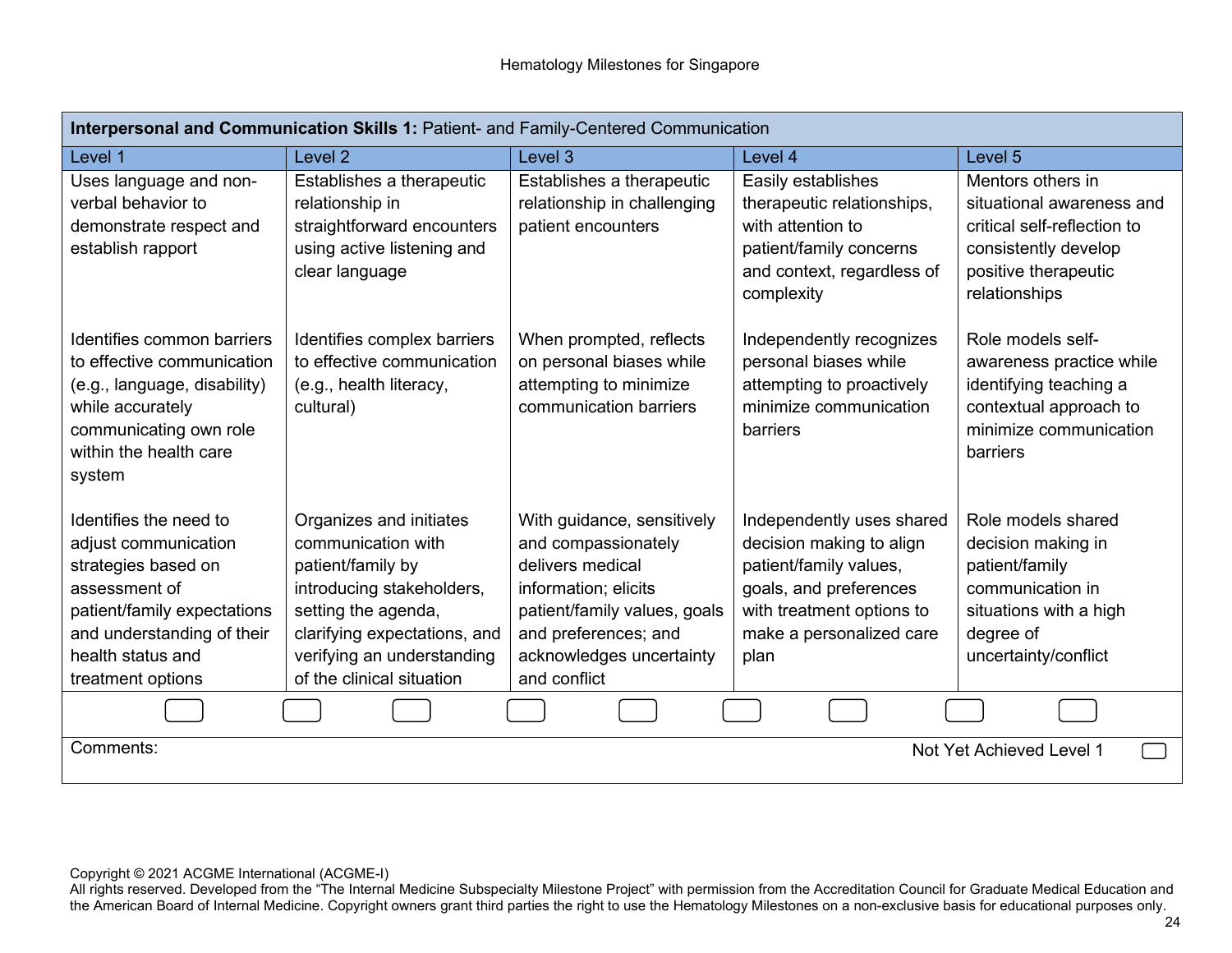| **Interpersonal and Communication Skills 1:** Patient- and Family-Centered Communication | | | | |
|---|---|---|---|---|
| Level 1 | Level 2 | Level 3 | Level 4 | Level 5 |
| Uses language and non-verbal behavior to demonstrate respect and establish rapport | Establishes a therapeutic relationship in straightforward encounters using active listening and clear language | Establishes a therapeutic relationship in challenging patient encounters | Easily establishes therapeutic relationships, with attention to patient/family concerns and context, regardless of complexity | Mentors others in situational awareness and critical self-reflection to consistently develop positive therapeutic relationships |
| Identifies common barriers to effective communication (e.g., language, disability) while accurately communicating own role within the health care system | Identifies complex barriers to effective communication (e.g., health literacy, cultural) | When prompted, reflects on personal biases while attempting to minimize communication barriers | Independently recognizes personal biases while attempting to proactively minimize communication barriers | Role models self-awareness practice while identifying teaching a contextual approach to minimize communication barriers |
| Identifies the need to adjust communication strategies based on assessment of patient/family expectations and understanding of their health status and treatment options | Organizes and initiates communication with patient/family by introducing stakeholders, setting the agenda, clarifying expectations, and verifying an understanding of the clinical situation | With guidance, sensitively and compassionately delivers medical information; elicits patient/family values, goals and preferences; and acknowledges uncertainty and conflict | Independently uses shared decision making to align patient/family values, goals, and preferences with treatment options to make a personalized care plan | Role models shared decision making in patient/family communication in situations with a high degree of uncertainty/conflict |

Comments:

Not Yet Achieved Level 1

Copyright © 2021 ACGME International (ACGME-I)
All rights reserved. Developed from the "The Internal Medicine Subspecialty Milestone Project" with permission from the Accreditation Council for Graduate Medical Education and the American Board of Internal Medicine. Copyright owners grant third parties the right to use the Hematology Milestones on a non-exclusive basis for educational purposes only.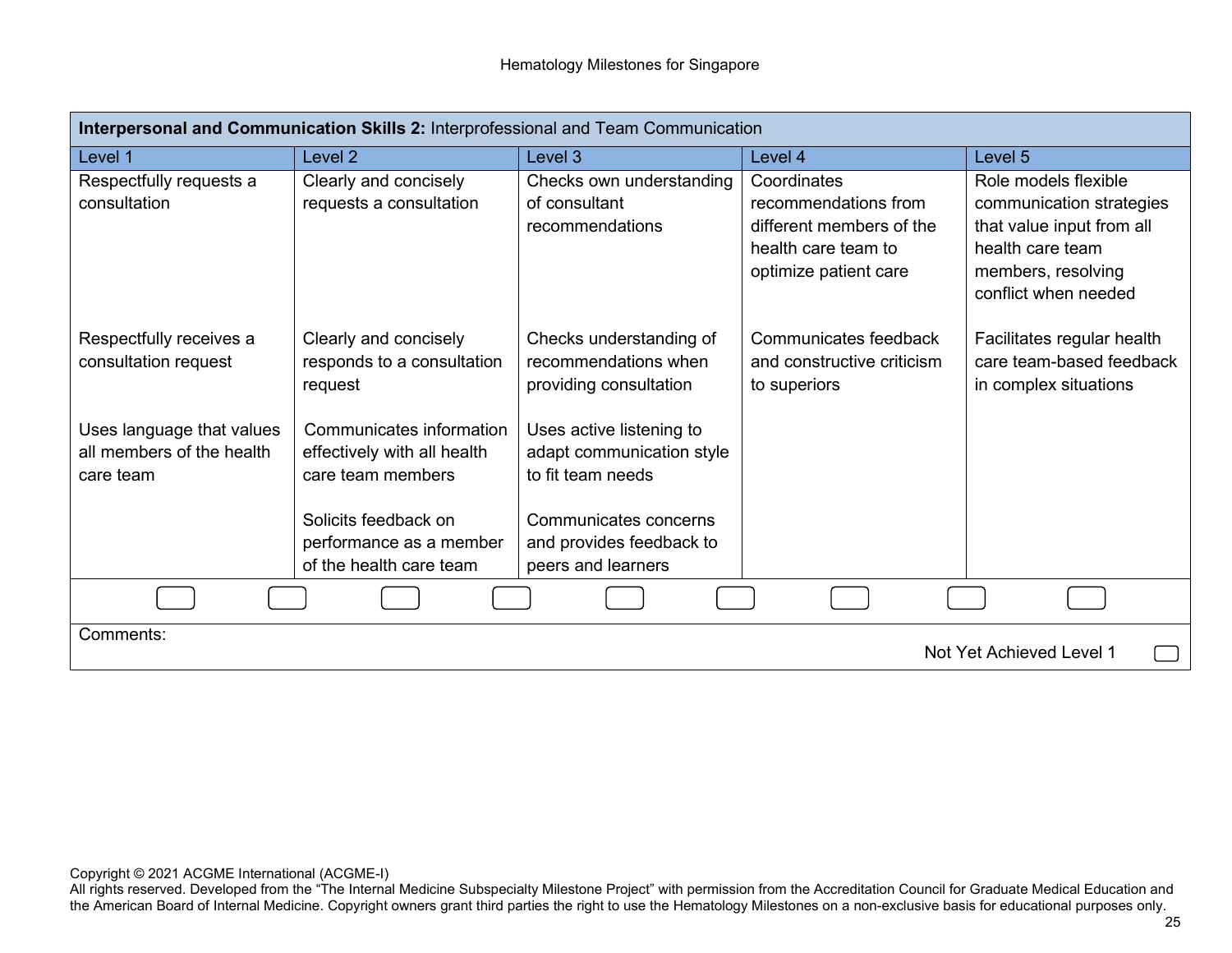| **Interpersonal and Communication Skills 2:** Interprofessional and Team Communication | | | | |
|---|---|---|---|---|
| Level 1 | Level 2 | Level 3 | Level 4 | Level 5 |
| Respectfully requests a consultation | Clearly and concisely requests a consultation | Checks own understanding of consultant recommendations | Coordinates recommendations from different members of the health care team to optimize patient care | Role models flexible communication strategies that value input from all health care team members, resolving conflict when needed |
| Respectfully receives a consultation request | Clearly and concisely responds to a consultation request | Checks understanding of recommendations when providing consultation | Communicates feedback and constructive criticism to superiors | Facilitates regular health care team-based feedback in complex situations |
| Uses language that values all members of the health care team | Communicates information effectively with all health care team members | Uses active listening to adapt communication style to fit team needs | | |
| | Solicits feedback on performance as a member of the health care team | Communicates concerns and provides feedback to peers and learners | | |

Comments:

Not Yet Achieved Level 1

Copyright © 2021 ACGME International (ACGME-I)
All rights reserved. Developed from the "The Internal Medicine Subspecialty Milestone Project" with permission from the Accreditation Council for Graduate Medical Education and the American Board of Internal Medicine. Copyright owners grant third parties the right to use the Hematology Milestones on a non-exclusive basis for educational purposes only.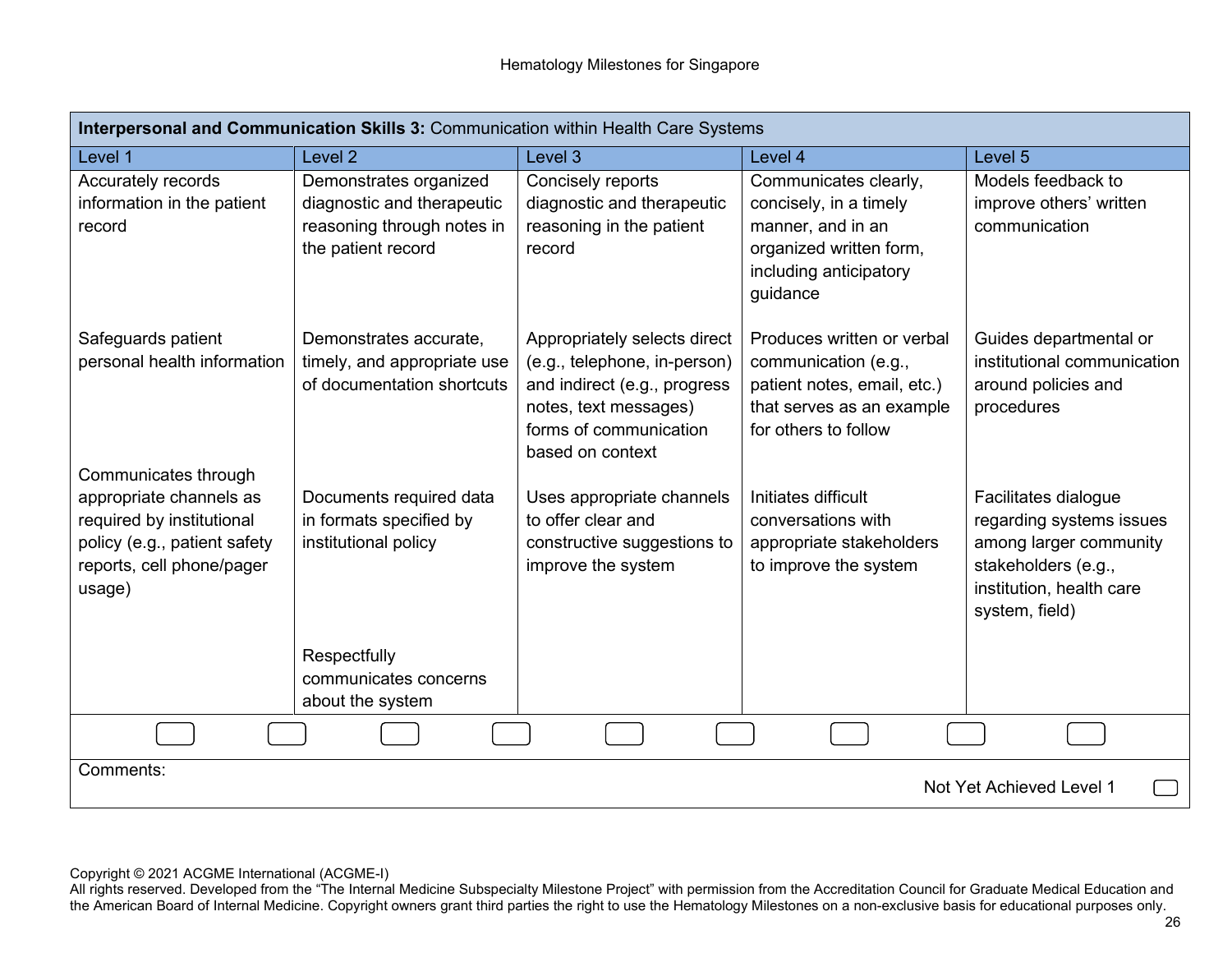| Interpersonal and Communication Skills 3: Communication within Health Care Systems | | | | |
|---|---|---|---|---|
| Level 1 | Level 2 | Level 3 | Level 4 | Level 5 |
| Accurately records information in the patient record | Demonstrates organized diagnostic and therapeutic reasoning through notes in the patient record | Concisely reports diagnostic and therapeutic reasoning in the patient record | Communicates clearly, concisely, in a timely manner, and in an organized written form, including anticipatory guidance | Models feedback to improve others' written communication |
| Safeguards patient personal health information | Demonstrates accurate, timely, and appropriate use of documentation shortcuts | Appropriately selects direct (e.g., telephone, in-person) and indirect (e.g., progress notes, text messages) forms of communication based on context | Produces written or verbal communication (e.g., patient notes, email, etc.) that serves as an example for others to follow | Guides departmental or institutional communication around policies and procedures |
| Communicates through appropriate channels as required by institutional policy (e.g., patient safety reports, cell phone/pager usage) | Documents required data in formats specified by institutional policy | Uses appropriate channels to offer clear and constructive suggestions to improve the system | Initiates difficult conversations with appropriate stakeholders to improve the system | Facilitates dialogue regarding systems issues among larger community stakeholders (e.g., institution, health care system, field) |
| | Respectfully communicates concerns about the system | | | |

Comments:

Not Yet Achieved Level 1